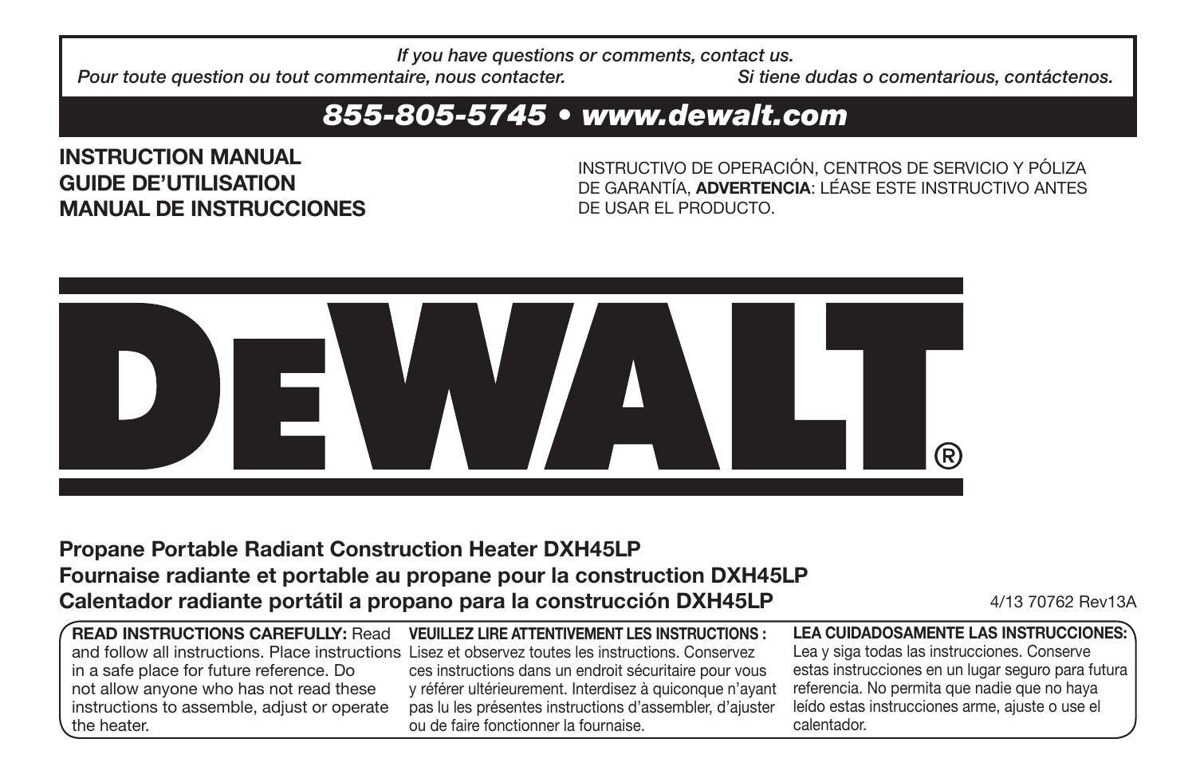*If you have questions or comments, contact us.*

*Pour toute question ou tout commentaire, nous contacter.*

*Si tiene dudas o comentarious, contáctenos.*

## *855-805-5745 • www.dewalt.com*

**INSTRUCTION MANUAL**
**GUIDE DE'UTILISATION**
**MANUAL DE INSTRUCCIONES**

INSTRUCTIVO DE OPERACIÓN, CENTROS DE SERVICIO Y PÓLIZA DE GARANTÍA, **ADVERTENCIA**: LÉASE ESTE INSTRUCTIVO ANTES DE USAR EL PRODUCTO.

# DEWALT®

## Propane Portable Radiant Construction Heater DXH45LP
## Fournaise radiante et portable au propane pour la construction DXH45LP
## Calentador radiante portátil a propano para la construcción DXH45LP

4/13 70762 Rev13A

**READ INSTRUCTIONS CAREFULLY:** Read and follow all instructions. Place instructions in a safe place for future reference. Do not allow anyone who has not read these instructions to assemble, adjust or operate the heater.

**VEUILLEZ LIRE ATTENTIVEMENT LES INSTRUCTIONS :** Lisez et observez toutes les instructions. Conservez ces instructions dans un endroit sécuritaire pour vous y référer ultérieurement. Interdisez à quiconque n'ayant pas lu les présentes instructions d'assembler, d'ajuster ou de faire fonctionner la fournaise.

**LEA CUIDADOSAMENTE LAS INSTRUCCIONES:** Lea y siga todas las instrucciones. Conserve estas instrucciones en un lugar seguro para futura referencia. No permita que nadie que no haya leído estas instrucciones arme, ajuste o use el calentador.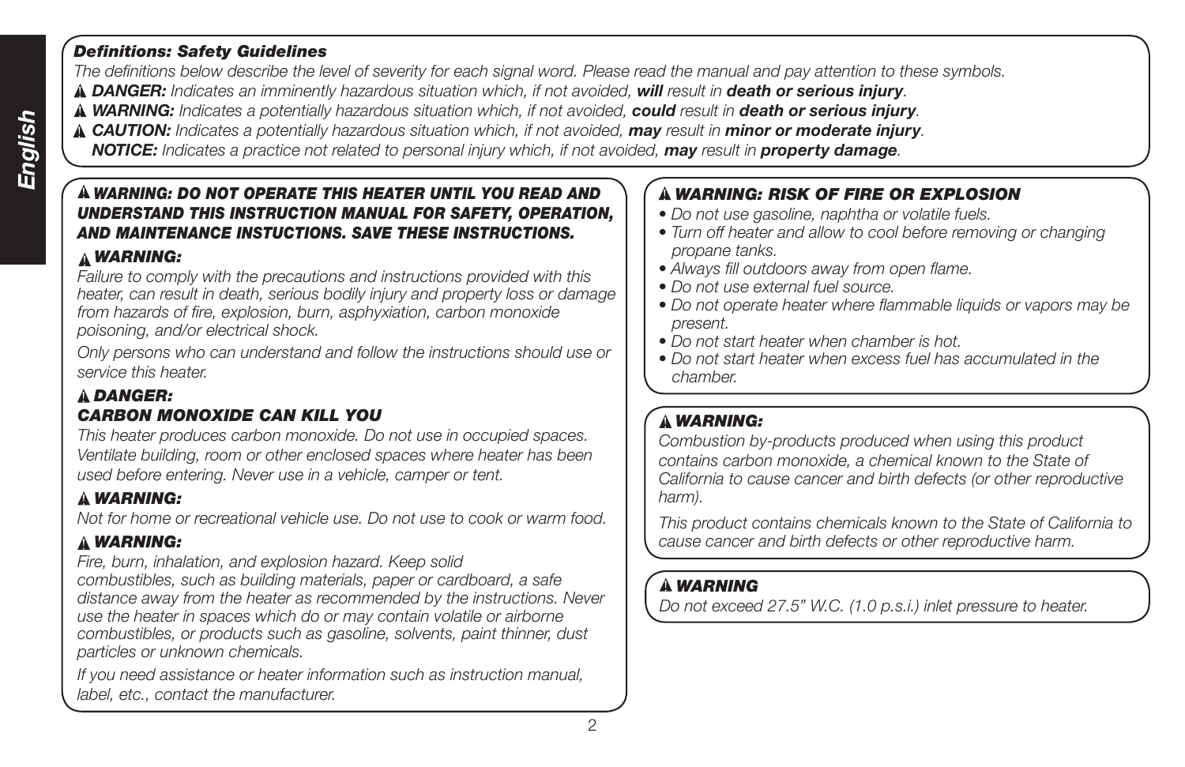### *Definitions: Safety Guidelines*

*The definitions below describe the level of severity for each signal word. Please read the manual and pay attention to these symbols.*

▲ ***DANGER:*** *Indicates an imminently hazardous situation which, if not avoided,* ***will*** *result in* ***death or serious injury****.*

▲ ***WARNING:*** *Indicates a potentially hazardous situation which, if not avoided,* ***could*** *result in* ***death or serious injury****.*

▲ ***CAUTION:*** *Indicates a potentially hazardous situation which, if not avoided,* ***may*** *result in* ***minor or moderate injury****.*

***NOTICE:*** *Indicates a practice not related to personal injury which, if not avoided,* ***may*** *result in* ***property damage****.*

**▲ *WARNING: DO NOT OPERATE THIS HEATER UNTIL YOU READ AND UNDERSTAND THIS INSTRUCTION MANUAL FOR SAFETY, OPERATION, AND MAINTENANCE INSTUCTIONS. SAVE THESE INSTRUCTIONS.***

**▲ *WARNING:***

*Failure to comply with the precautions and instructions provided with this heater, can result in death, serious bodily injury and property loss or damage from hazards of fire, explosion, burn, asphyxiation, carbon monoxide poisoning, and/or electrical shock.*

*Only persons who can understand and follow the instructions should use or service this heater.*

**▲ *DANGER:***

***CARBON MONOXIDE CAN KILL YOU***

*This heater produces carbon monoxide. Do not use in occupied spaces. Ventilate building, room or other enclosed spaces where heater has been used before entering. Never use in a vehicle, camper or tent.*

**▲ *WARNING:***

*Not for home or recreational vehicle use. Do not use to cook or warm food.*

**▲ *WARNING:***

*Fire, burn, inhalation, and explosion hazard. Keep solid combustibles, such as building materials, paper or cardboard, a safe distance away from the heater as recommended by the instructions. Never use the heater in spaces which do or may contain volatile or airborne combustibles, or products such as gasoline, solvents, paint thinner, dust particles or unknown chemicals.*

*If you need assistance or heater information such as instruction manual, label, etc., contact the manufacturer.*

**▲ *WARNING: RISK OF FIRE OR EXPLOSION***

- *Do not use gasoline, naphtha or volatile fuels.*
- *Turn off heater and allow to cool before removing or changing propane tanks.*
- *Always fill outdoors away from open flame.*
- *Do not use external fuel source.*
- *Do not operate heater where flammable liquids or vapors may be present.*
- *Do not start heater when chamber is hot.*
- *Do not start heater when excess fuel has accumulated in the chamber.*

**▲ *WARNING:***

*Combustion by-products produced when using this product contains carbon monoxide, a chemical known to the State of California to cause cancer and birth defects (or other reproductive harm).*

*This product contains chemicals known to the State of California to cause cancer and birth defects or other reproductive harm.*

**▲ *WARNING***

*Do not exceed 27.5" W.C. (1.0 p.s.i.) inlet pressure to heater.*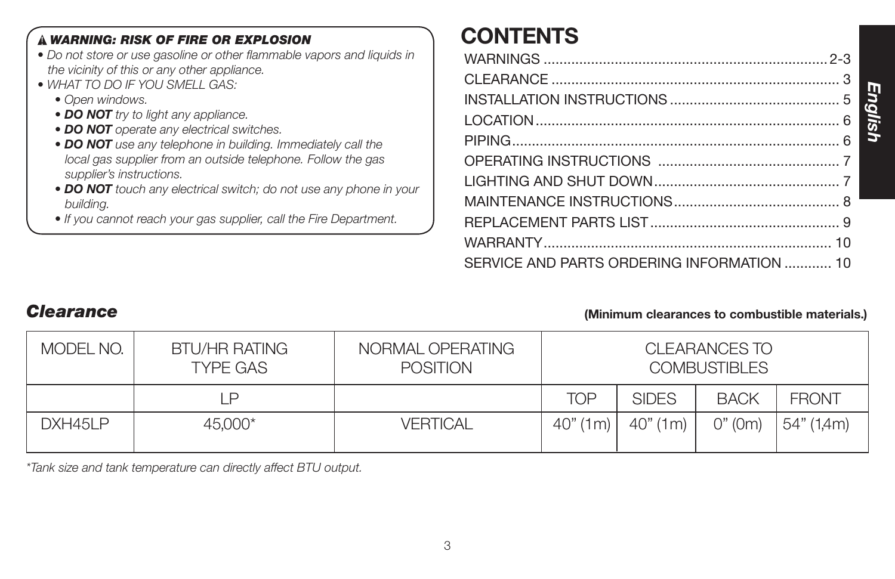***⚠ WARNING: RISK OF FIRE OR EXPLOSION***

- *Do not store or use gasoline or other flammable vapors and liquids in the vicinity of this or any other appliance.*
- *WHAT TO DO IF YOU SMELL GAS:*
  - *Open windows.*
  - ***DO NOT** try to light any appliance.*
  - ***DO NOT** operate any electrical switches.*
  - ***DO NOT** use any telephone in building. Immediately call the local gas supplier from an outside telephone. Follow the gas supplier's instructions.*
  - ***DO NOT** touch any electrical switch; do not use any phone in your building.*
  - *If you cannot reach your gas supplier, call the Fire Department.*

# CONTENTS

| | |
|---|---|
| WARNINGS | 2-3 |
| CLEARANCE | 3 |
| INSTALLATION INSTRUCTIONS | 5 |
| LOCATION | 6 |
| PIPING | 6 |
| OPERATING INSTRUCTIONS | 7 |
| LIGHTING AND SHUT DOWN | 7 |
| MAINTENANCE INSTRUCTIONS | 8 |
| REPLACEMENT PARTS LIST | 9 |
| WARRANTY | 10 |
| SERVICE AND PARTS ORDERING INFORMATION | 10 |

## *Clearance*

**(Minimum clearances to combustible materials.)**

| MODEL NO. | BTU/HR RATING TYPE GAS | NORMAL OPERATING POSITION | CLEARANCES TO COMBUSTIBLES | | | |
|---|---|---|---|---|---|---|
| | LP | | TOP | SIDES | BACK | FRONT |
| DXH45LP | 45,000* | VERTICAL | 40" (1m) | 40" (1m) | 0" (0m) | 54" (1,4m) |

*\*Tank size and tank temperature can directly affect BTU output.*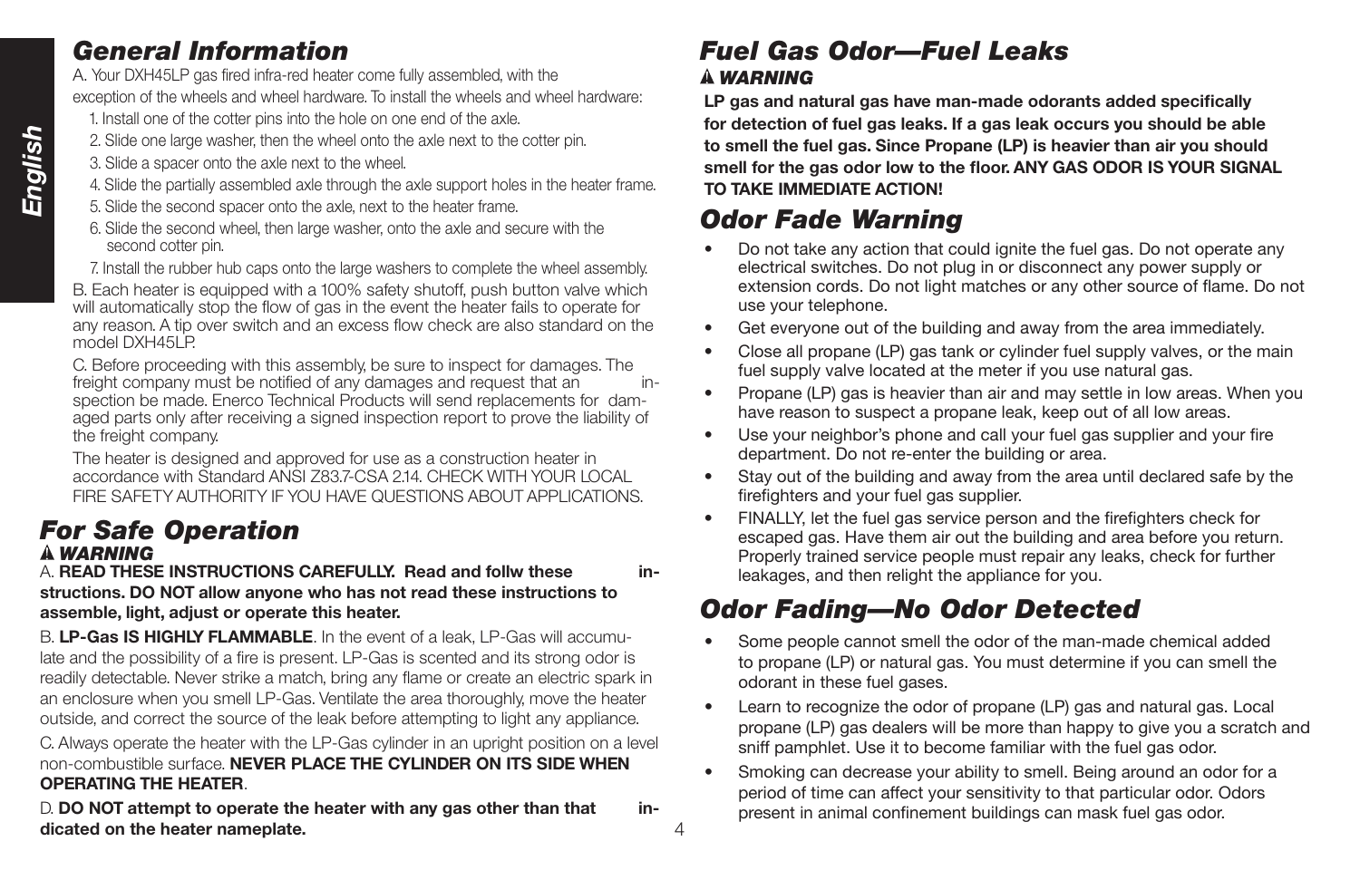## General Information

A. Your DXH45LP gas fired infra-red heater come fully assembled, with the exception of the wheels and wheel hardware. To install the wheels and wheel hardware:

1. Install one of the cotter pins into the hole on one end of the axle.
2. Slide one large washer, then the wheel onto the axle next to the cotter pin.
3. Slide a spacer onto the axle next to the wheel.
4. Slide the partially assembled axle through the axle support holes in the heater frame.
5. Slide the second spacer onto the axle, next to the heater frame.
6. Slide the second wheel, then large washer, onto the axle and secure with the second cotter pin.
7. Install the rubber hub caps onto the large washers to complete the wheel assembly.

B. Each heater is equipped with a 100% safety shutoff, push button valve which will automatically stop the flow of gas in the event the heater fails to operate for any reason. A tip over switch and an excess flow check are also standard on the model DXH45LP.

C. Before proceeding with this assembly, be sure to inspect for damages. The freight company must be notified of any damages and request that an inspection be made. Enerco Technical Products will send replacements for damaged parts only after receiving a signed inspection report to prove the liability of the freight company.

The heater is designed and approved for use as a construction heater in accordance with Standard ANSI Z83.7-CSA 2.14. CHECK WITH YOUR LOCAL FIRE SAFETY AUTHORITY IF YOU HAVE QUESTIONS ABOUT APPLICATIONS.

## For Safe Operation

***WARNING***

A. **READ THESE INSTRUCTIONS CAREFULLY. Read and follw these instructions. DO NOT allow anyone who has not read these instructions to assemble, light, adjust or operate this heater.**

B. **LP-Gas IS HIGHLY FLAMMABLE**. In the event of a leak, LP-Gas will accumulate and the possibility of a fire is present. LP-Gas is scented and its strong odor is readily detectable. Never strike a match, bring any flame or create an electric spark in an enclosure when you smell LP-Gas. Ventilate the area thoroughly, move the heater outside, and correct the source of the leak before attempting to light any appliance.

C. Always operate the heater with the LP-Gas cylinder in an upright position on a level non-combustible surface. **NEVER PLACE THE CYLINDER ON ITS SIDE WHEN OPERATING THE HEATER**.

D. **DO NOT attempt to operate the heater with any gas other than that indicated on the heater nameplate.**

## Fuel Gas Odor—Fuel Leaks

***WARNING***

**LP gas and natural gas have man-made odorants added specifically for detection of fuel gas leaks. If a gas leak occurs you should be able to smell the fuel gas. Since Propane (LP) is heavier than air you should smell for the gas odor low to the floor. ANY GAS ODOR IS YOUR SIGNAL TO TAKE IMMEDIATE ACTION!**

## Odor Fade Warning

- Do not take any action that could ignite the fuel gas. Do not operate any electrical switches. Do not plug in or disconnect any power supply or extension cords. Do not light matches or any other source of flame. Do not use your telephone.
- Get everyone out of the building and away from the area immediately.
- Close all propane (LP) gas tank or cylinder fuel supply valves, or the main fuel supply valve located at the meter if you use natural gas.
- Propane (LP) gas is heavier than air and may settle in low areas. When you have reason to suspect a propane leak, keep out of all low areas.
- Use your neighbor's phone and call your fuel gas supplier and your fire department. Do not re-enter the building or area.
- Stay out of the building and away from the area until declared safe by the firefighters and your fuel gas supplier.
- FINALLY, let the fuel gas service person and the firefighters check for escaped gas. Have them air out the building and area before you return. Properly trained service people must repair any leaks, check for further leakages, and then relight the appliance for you.

## Odor Fading—No Odor Detected

- Some people cannot smell the odor of the man-made chemical added to propane (LP) or natural gas. You must determine if you can smell the odorant in these fuel gases.
- Learn to recognize the odor of propane (LP) gas and natural gas. Local propane (LP) gas dealers will be more than happy to give you a scratch and sniff pamphlet. Use it to become familiar with the fuel gas odor.
- Smoking can decrease your ability to smell. Being around an odor for a period of time can affect your sensitivity to that particular odor. Odors present in animal confinement buildings can mask fuel gas odor.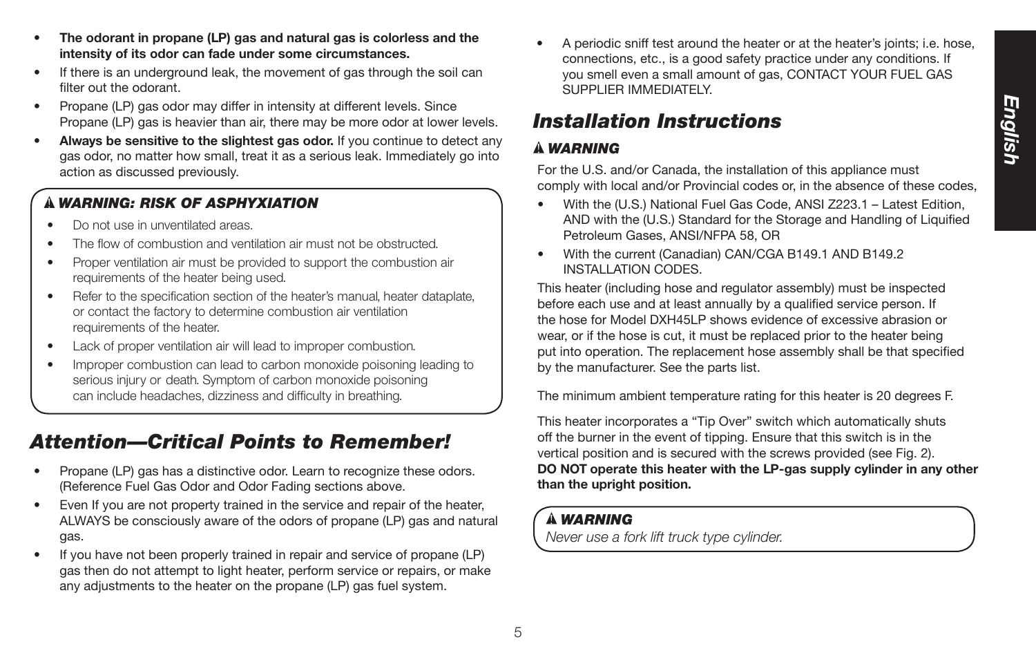- **The odorant in propane (LP) gas and natural gas is colorless and the intensity of its odor can fade under some circumstances.**
- If there is an underground leak, the movement of gas through the soil can filter out the odorant.
- Propane (LP) gas odor may differ in intensity at different levels. Since Propane (LP) gas is heavier than air, there may be more odor at lower levels.
- **Always be sensitive to the slightest gas odor.** If you continue to detect any gas odor, no matter how small, treat it as a serious leak. Immediately go into action as discussed previously.

**⚠ *WARNING: RISK OF ASPHYXIATION***

- Do not use in unventilated areas.
- The flow of combustion and ventilation air must not be obstructed.
- Proper ventilation air must be provided to support the combustion air requirements of the heater being used.
- Refer to the specification section of the heater's manual, heater dataplate, or contact the factory to determine combustion air ventilation requirements of the heater.
- Lack of proper ventilation air will lead to improper combustion.
- Improper combustion can lead to carbon monoxide poisoning leading to serious injury or death. Symptom of carbon monoxide poisoning can include headaches, dizziness and difficulty in breathing.

## *Attention—Critical Points to Remember!*

- Propane (LP) gas has a distinctive odor. Learn to recognize these odors. (Reference Fuel Gas Odor and Odor Fading sections above.
- Even If you are not property trained in the service and repair of the heater, ALWAYS be consciously aware of the odors of propane (LP) gas and natural gas.
- If you have not been properly trained in repair and service of propane (LP) gas then do not attempt to light heater, perform service or repairs, or make any adjustments to the heater on the propane (LP) gas fuel system.
- A periodic sniff test around the heater or at the heater's joints; i.e. hose, connections, etc., is a good safety practice under any conditions. If you smell even a small amount of gas, CONTACT YOUR FUEL GAS SUPPLIER IMMEDIATELY.

## *Installation Instructions*

**⚠ *WARNING***

For the U.S. and/or Canada, the installation of this appliance must comply with local and/or Provincial codes or, in the absence of these codes,

- With the (U.S.) National Fuel Gas Code, ANSI Z223.1 – Latest Edition, AND with the (U.S.) Standard for the Storage and Handling of Liquified Petroleum Gases, ANSI/NFPA 58, OR
- With the current (Canadian) CAN/CGA B149.1 AND B149.2 INSTALLATION CODES.

This heater (including hose and regulator assembly) must be inspected before each use and at least annually by a qualified service person. If the hose for Model DXH45LP shows evidence of excessive abrasion or wear, or if the hose is cut, it must be replaced prior to the heater being put into operation. The replacement hose assembly shall be that specified by the manufacturer. See the parts list.

The minimum ambient temperature rating for this heater is 20 degrees F.

This heater incorporates a "Tip Over" switch which automatically shuts off the burner in the event of tipping. Ensure that this switch is in the vertical position and is secured with the screws provided (see Fig. 2). **DO NOT operate this heater with the LP-gas supply cylinder in any other than the upright position.**

**⚠ *WARNING***

*Never use a fork lift truck type cylinder.*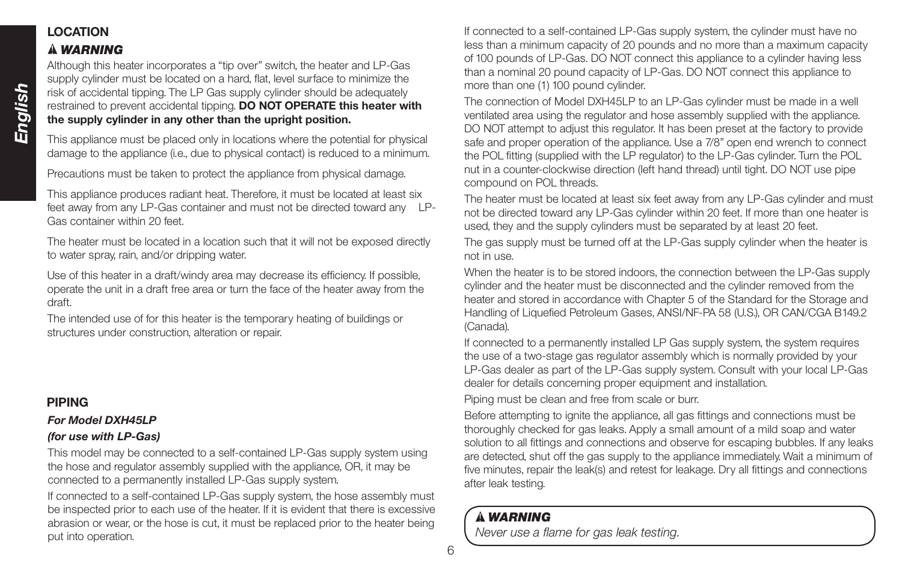## LOCATION

### ⚠ *WARNING*

Although this heater incorporates a "tip over" switch, the heater and LP-Gas supply cylinder must be located on a hard, flat, level surface to minimize the risk of accidental tipping. The LP Gas supply cylinder should be adequately restrained to prevent accidental tipping. **DO NOT OPERATE this heater with the supply cylinder in any other than the upright position.**

This appliance must be placed only in locations where the potential for physical damage to the appliance (i.e., due to physical contact) is reduced to a minimum.

Precautions must be taken to protect the appliance from physical damage.

This appliance produces radiant heat. Therefore, it must be located at least six feet away from any LP-Gas container and must not be directed toward any LP-Gas container within 20 feet.

The heater must be located in a location such that it will not be exposed directly to water spray, rain, and/or dripping water.

Use of this heater in a draft/windy area may decrease its efficiency. If possible, operate the unit in a draft free area or turn the face of the heater away from the draft.

The intended use of for this heater is the temporary heating of buildings or structures under construction, alteration or repair.

## PIPING

### *For Model DXH45LP*
### *(for use with LP-Gas)*

This model may be connected to a self-contained LP-Gas supply system using the hose and regulator assembly supplied with the appliance, OR, it may be connected to a permanently installed LP-Gas supply system.

If connected to a self-contained LP-Gas supply system, the hose assembly must be inspected prior to each use of the heater. If it is evident that there is excessive abrasion or wear, or the hose is cut, it must be replaced prior to the heater being put into operation.

If connected to a self-contained LP-Gas supply system, the cylinder must have no less than a minimum capacity of 20 pounds and no more than a maximum capacity of 100 pounds of LP-Gas. DO NOT connect this appliance to a cylinder having less than a nominal 20 pound capacity of LP-Gas. DO NOT connect this appliance to more than one (1) 100 pound cylinder.

The connection of Model DXH45LP to an LP-Gas cylinder must be made in a well ventilated area using the regulator and hose assembly supplied with the appliance. DO NOT attempt to adjust this regulator. It has been preset at the factory to provide safe and proper operation of the appliance. Use a 7/8" open end wrench to connect the POL fitting (supplied with the LP regulator) to the LP-Gas cylinder. Turn the POL nut in a counter-clockwise direction (left hand thread) until tight. DO NOT use pipe compound on POL threads.

The heater must be located at least six feet away from any LP-Gas cylinder and must not be directed toward any LP-Gas cylinder within 20 feet. If more than one heater is used, they and the supply cylinders must be separated by at least 20 feet.

The gas supply must be turned off at the LP-Gas supply cylinder when the heater is not in use.

When the heater is to be stored indoors, the connection between the LP-Gas supply cylinder and the heater must be disconnected and the cylinder removed from the heater and stored in accordance with Chapter 5 of the Standard for the Storage and Handling of Liquefied Petroleum Gases, ANSI/NF-PA 58 (U.S.), OR CAN/CGA B149.2 (Canada).

If connected to a permanently installed LP Gas supply system, the system requires the use of a two-stage gas regulator assembly which is normally provided by your LP-Gas dealer as part of the LP-Gas supply system. Consult with your local LP-Gas dealer for details concerning proper equipment and installation.

Piping must be clean and free from scale or burr.

Before attempting to ignite the appliance, all gas fittings and connections must be thoroughly checked for gas leaks. Apply a small amount of a mild soap and water solution to all fittings and connections and observe for escaping bubbles. If any leaks are detected, shut off the gas supply to the appliance immediately. Wait a minimum of five minutes, repair the leak(s) and retest for leakage. Dry all fittings and connections after leak testing.

### ⚠ *WARNING*

*Never use a flame for gas leak testing.*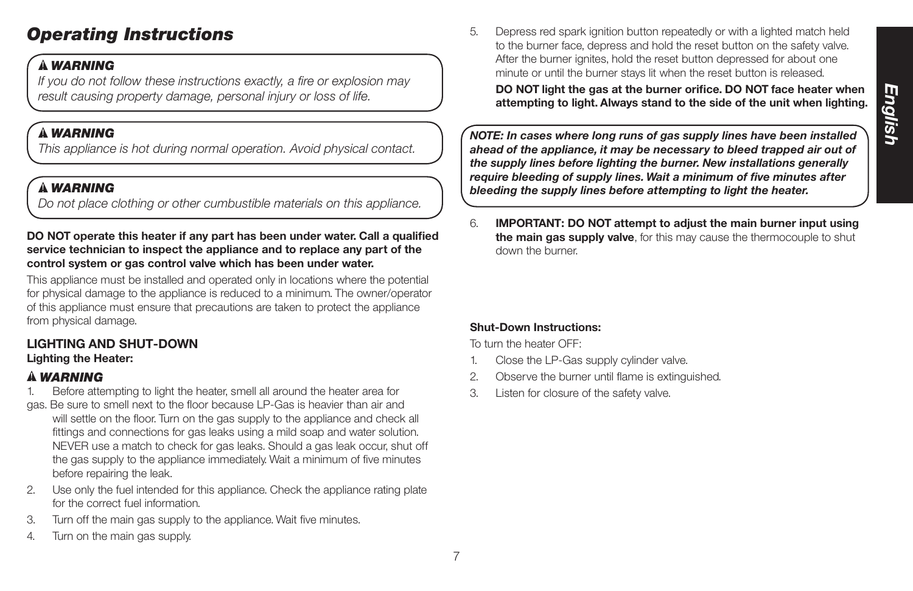# *Operating Instructions*

> **⚠ *WARNING***
> *If you do not follow these instructions exactly, a fire or explosion may result causing property damage, personal injury or loss of life.*

> **⚠ *WARNING***
> *This appliance is hot during normal operation. Avoid physical contact.*

> **⚠ *WARNING***
> *Do not place clothing or other cumbustible materials on this appliance.*

**DO NOT operate this heater if any part has been under water. Call a qualified service technician to inspect the appliance and to replace any part of the control system or gas control valve which has been under water.**

This appliance must be installed and operated only in locations where the potential for physical damage to the appliance is reduced to a minimum. The owner/operator of this appliance must ensure that precautions are taken to protect the appliance from physical damage.

## LIGHTING AND SHUT-DOWN

**Lighting the Heater:**

**⚠ *WARNING***

1. Before attempting to light the heater, smell all around the heater area for gas. Be sure to smell next to the floor because LP-Gas is heavier than air and will settle on the floor. Turn on the gas supply to the appliance and check all fittings and connections for gas leaks using a mild soap and water solution. NEVER use a match to check for gas leaks. Should a gas leak occur, shut off the gas supply to the appliance immediately. Wait a minimum of five minutes before repairing the leak.
2. Use only the fuel intended for this appliance. Check the appliance rating plate for the correct fuel information.
3. Turn off the main gas supply to the appliance. Wait five minutes.
4. Turn on the main gas supply.
5. Depress red spark ignition button repeatedly or with a lighted match held to the burner face, depress and hold the reset button on the safety valve. After the burner ignites, hold the reset button depressed for about one minute or until the burner stays lit when the reset button is released.

   **DO NOT light the gas at the burner orifice. DO NOT face heater when attempting to light. Always stand to the side of the unit when lighting.**

> ***NOTE: In cases where long runs of gas supply lines have been installed ahead of the appliance, it may be necessary to bleed trapped air out of the supply lines before lighting the burner. New installations generally require bleeding of supply lines. Wait a minimum of five minutes after bleeding the supply lines before attempting to light the heater.***

6. **IMPORTANT: DO NOT attempt to adjust the main burner input using the main gas supply valve**, for this may cause the thermocouple to shut down the burner.

**Shut-Down Instructions:**

To turn the heater OFF:

1. Close the LP-Gas supply cylinder valve.
2. Observe the burner until flame is extinguished.
3. Listen for closure of the safety valve.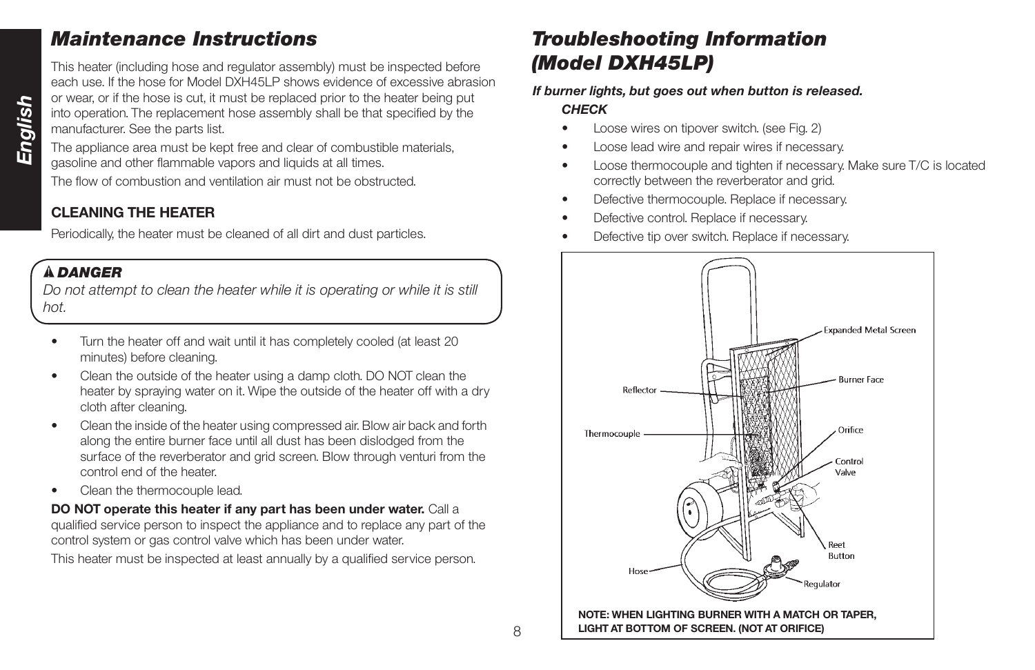## Maintenance Instructions

This heater (including hose and regulator assembly) must be inspected before each use. If the hose for Model DXH45LP shows evidence of excessive abrasion or wear, or if the hose is cut, it must be replaced prior to the heater being put into operation. The replacement hose assembly shall be that specified by the manufacturer. See the parts list.

The appliance area must be kept free and clear of combustible materials, gasoline and other flammable vapors and liquids at all times.

The flow of combustion and ventilation air must not be obstructed.

### CLEANING THE HEATER

Periodically, the heater must be cleaned of all dirt and dust particles.

> **⚠ DANGER**
> *Do not attempt to clean the heater while it is operating or while it is still hot.*

- Turn the heater off and wait until it has completely cooled (at least 20 minutes) before cleaning.
- Clean the outside of the heater using a damp cloth. DO NOT clean the heater by spraying water on it. Wipe the outside of the heater off with a dry cloth after cleaning.
- Clean the inside of the heater using compressed air. Blow air back and forth along the entire burner face until all dust has been dislodged from the surface of the reverberator and grid screen. Blow through venturi from the control end of the heater.
- Clean the thermocouple lead.

**DO NOT operate this heater if any part has been under water.** Call a qualified service person to inspect the appliance and to replace any part of the control system or gas control valve which has been under water.

This heater must be inspected at least annually by a qualified service person.

## Troubleshooting Information (Model DXH45LP)

***If burner lights, but goes out when button is released.***

***CHECK***

- Loose wires on tipover switch. (see Fig. 2)
- Loose lead wire and repair wires if necessary.
- Loose thermocouple and tighten if necessary. Make sure T/C is located correctly between the reverberator and grid.
- Defective thermocouple. Replace if necessary.
- Defective control. Replace if necessary.
- Defective tip over switch. Replace if necessary.

Expanded Metal Screen
Burner Face
Reflector
Orifice
Thermocouple
Control Valve
Reet Button
Hose
Regulator

**NOTE: WHEN LIGHTING BURNER WITH A MATCH OR TAPER, LIGHT AT BOTTOM OF SCREEN. (NOT AT ORIFICE)**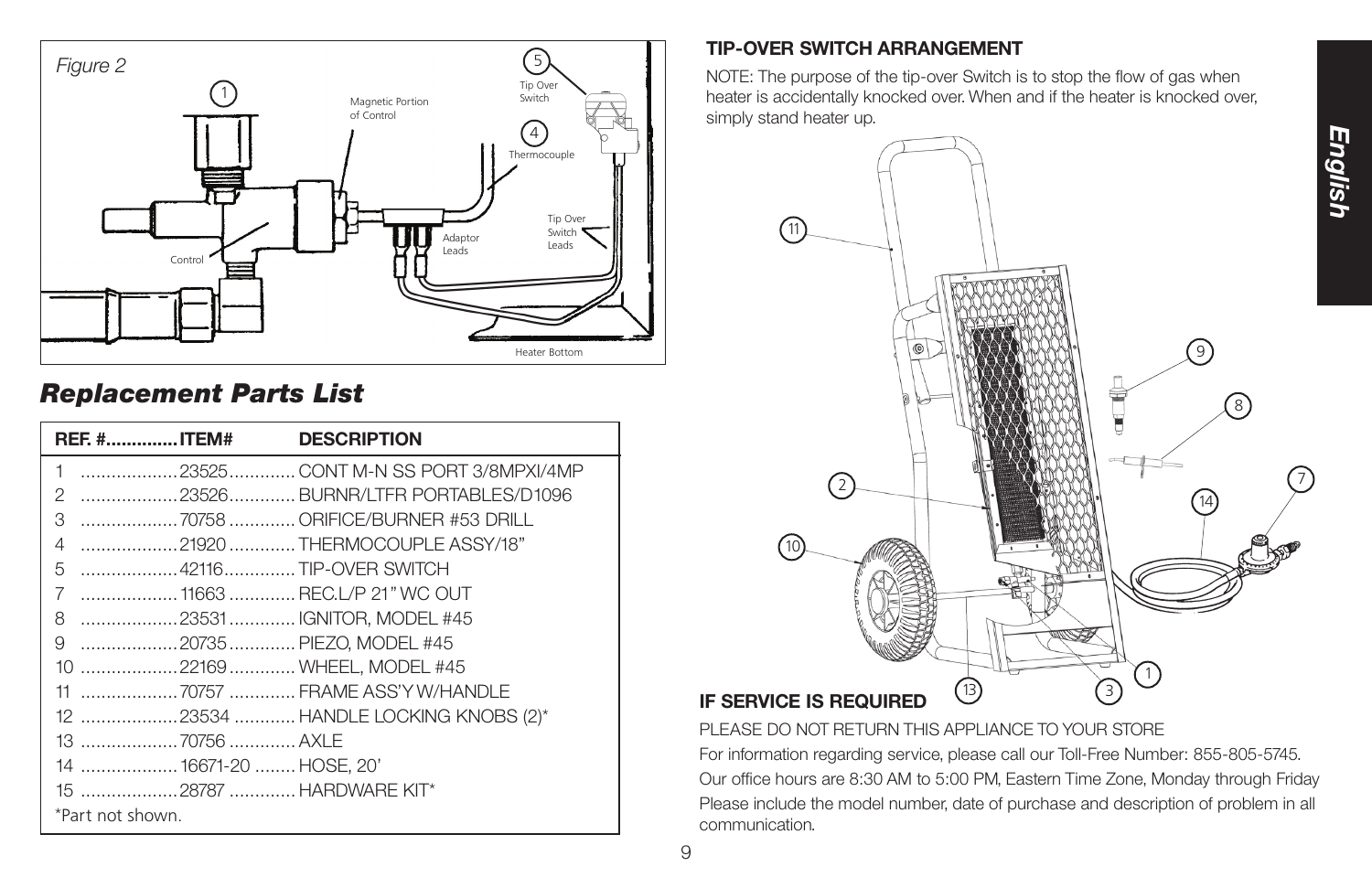*Figure 2*

## Replacement Parts List

| REF. # | ITEM# | DESCRIPTION |
|---|---|---|
| 1 | 23525 | CONT M-N SS PORT 3/8MPXI/4MP |
| 2 | 23526 | BURNR/LTFR PORTABLES/D1096 |
| 3 | 70758 | ORIFICE/BURNER #53 DRILL |
| 4 | 21920 | THERMOCOUPLE ASSY/18" |
| 5 | 42116 | TIP-OVER SWITCH |
| 7 | 11663 | REC.L/P 21" WC OUT |
| 8 | 23531 | IGNITOR, MODEL #45 |
| 9 | 20735 | PIEZO, MODEL #45 |
| 10 | 22169 | WHEEL, MODEL #45 |
| 11 | 70757 | FRAME ASS'Y W/HANDLE |
| 12 | 23534 | HANDLE LOCKING KNOBS (2)* |
| 13 | 70756 | AXLE |
| 14 | 16671-20 | HOSE, 20' |
| 15 | 28787 | HARDWARE KIT* |

*Part not shown.

### TIP-OVER SWITCH ARRANGEMENT

NOTE: The purpose of the tip-over Switch is to stop the flow of gas when heater is accidentally knocked over. When and if the heater is knocked over, simply stand heater up.

### IF SERVICE IS REQUIRED

PLEASE DO NOT RETURN THIS APPLIANCE TO YOUR STORE

For information regarding service, please call our Toll-Free Number: 855-805-5745.

Our office hours are 8:30 AM to 5:00 PM, Eastern Time Zone, Monday through Friday

Please include the model number, date of purchase and description of problem in all communication.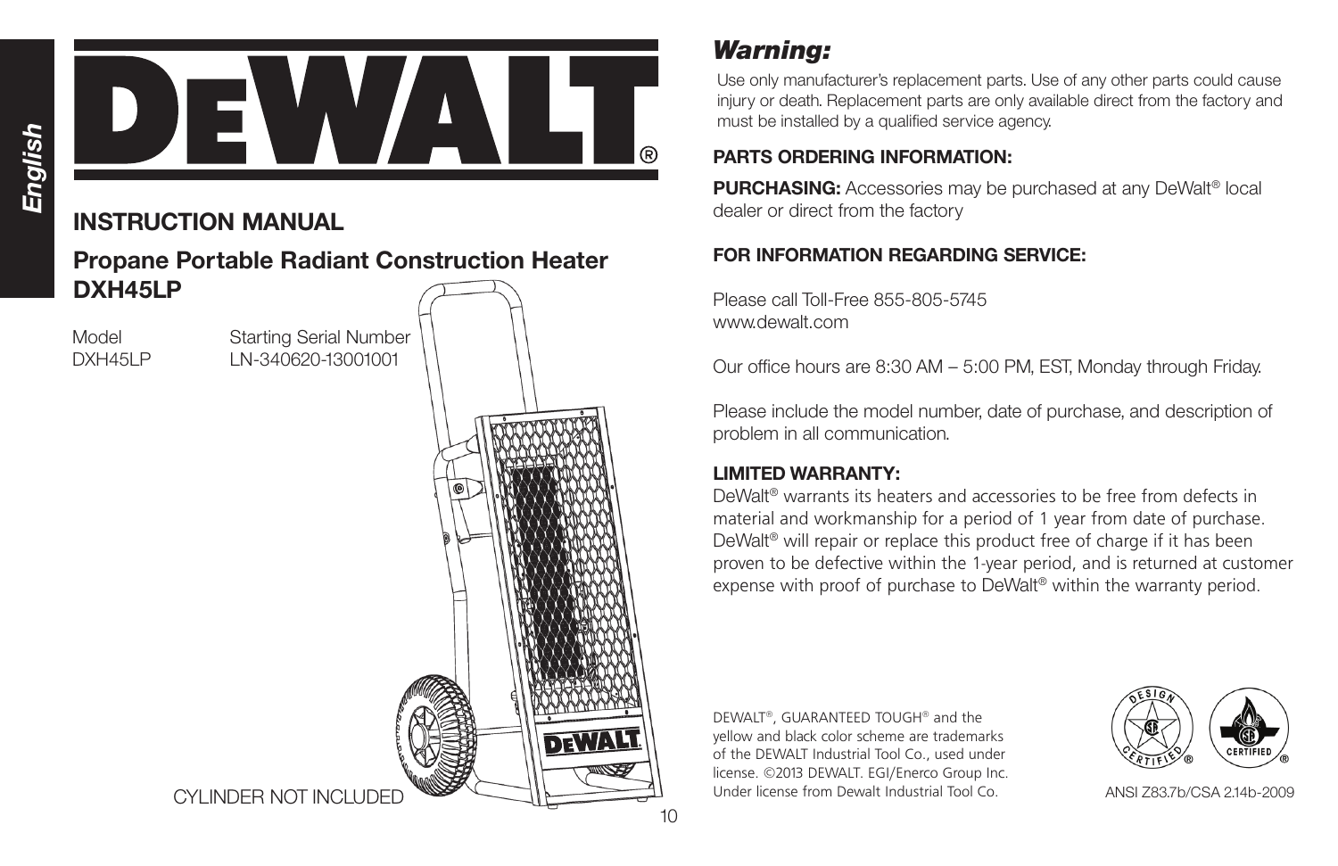English

# DEWALT®

## INSTRUCTION MANUAL

## Propane Portable Radiant Construction Heater DXH45LP

| Model | Starting Serial Number |
| --- | --- |
| DXH45LP | LN-340620-13001001 |

CYLINDER NOT INCLUDED

## *Warning:*

Use only manufacturer's replacement parts. Use of any other parts could cause injury or death. Replacement parts are only available direct from the factory and must be installed by a qualified service agency.

### PARTS ORDERING INFORMATION:

**PURCHASING:** Accessories may be purchased at any DeWalt® local dealer or direct from the factory

### FOR INFORMATION REGARDING SERVICE:

Please call Toll-Free 855-805-5745
www.dewalt.com

Our office hours are 8:30 AM – 5:00 PM, EST, Monday through Friday.

Please include the model number, date of purchase, and description of problem in all communication.

### LIMITED WARRANTY:

DeWalt® warrants its heaters and accessories to be free from defects in material and workmanship for a period of 1 year from date of purchase. DeWalt® will repair or replace this product free of charge if it has been proven to be defective within the 1-year period, and is returned at customer expense with proof of purchase to DeWalt® within the warranty period.

DEWALT®, GUARANTEED TOUGH® and the yellow and black color scheme are trademarks of the DEWALT Industrial Tool Co., used under license. ©2013 DEWALT. EGI/Enerco Group Inc. Under license from Dewalt Industrial Tool Co.

ANSI Z83.7b/CSA 2.14b-2009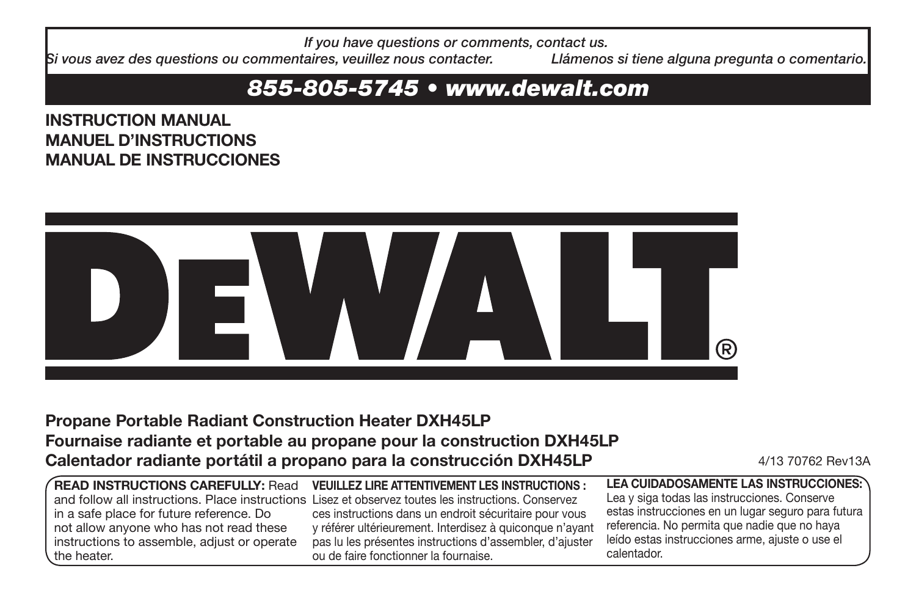*If you have questions or comments, contact us.*
*Si vous avez des questions ou commentaires, veuillez nous contacter.* *Llámenos si tiene alguna pregunta o comentario.*

## *855-805-5745 • www.dewalt.com*

**INSTRUCTION MANUAL**
**MANUEL D'INSTRUCTIONS**
**MANUAL DE INSTRUCCIONES**

# DEWALT®

**Propane Portable Radiant Construction Heater DXH45LP**
**Fournaise radiante et portable au propane pour la construction DXH45LP**
**Calentador radiante portátil a propano para la construcción DXH45LP**

4/13 70762 Rev13A

**READ INSTRUCTIONS CAREFULLY:** Read and follow all instructions. Place instructions in a safe place for future reference. Do not allow anyone who has not read these instructions to assemble, adjust or operate the heater.

**VEUILLEZ LIRE ATTENTIVEMENT LES INSTRUCTIONS :** Lisez et observez toutes les instructions. Conservez ces instructions dans un endroit sécuritaire pour vous y référer ultérieurement. Interdisez à quiconque n'ayant pas lu les présentes instructions d'assembler, d'ajuster ou de faire fonctionner la fournaise.

**LEA CUIDADOSAMENTE LAS INSTRUCCIONES:** Lea y siga todas las instrucciones. Conserve estas instrucciones en un lugar seguro para futura referencia. No permita que nadie que no haya leído estas instrucciones arme, ajuste o use el calentador.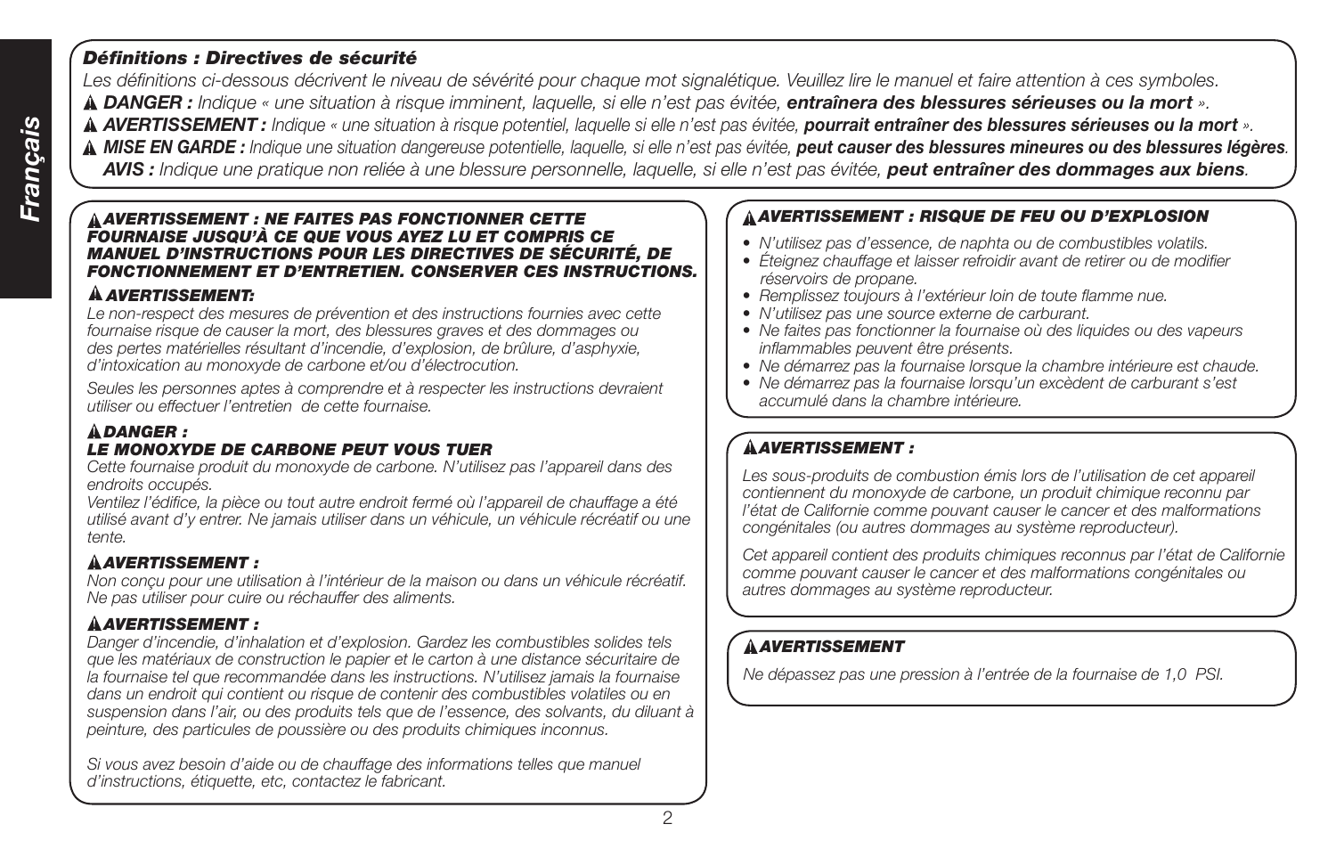## *Définitions : Directives de sécurité*

*Les définitions ci-dessous décrivent le niveau de sévérité pour chaque mot signalétique. Veuillez lire le manuel et faire attention à ces symboles.*

⚠ ***DANGER :*** *Indique « une situation à risque imminent, laquelle, si elle n'est pas évitée,* ***entraînera des blessures sérieuses ou la mort*** *».*

⚠ ***AVERTISSEMENT :*** *Indique « une situation à risque potentiel, laquelle si elle n'est pas évitée,* ***pourrait entraîner des blessures sérieuses ou la mort*** *».*

⚠ ***MISE EN GARDE :*** *Indique une situation dangereuse potentielle, laquelle, si elle n'est pas évitée,* ***peut causer des blessures mineures ou des blessures légères****.*

***AVIS :*** *Indique une pratique non reliée à une blessure personnelle, laquelle, si elle n'est pas évitée,* ***peut entraîner des dommages aux biens****.*

### ⚠ *AVERTISSEMENT : NE FAITES PAS FONCTIONNER CETTE FOURNAISE JUSQU'À CE QUE VOUS AYEZ LU ET COMPRIS CE MANUEL D'INSTRUCTIONS POUR LES DIRECTIVES DE SÉCURITÉ, DE FONCTIONNEMENT ET D'ENTRETIEN. CONSERVER CES INSTRUCTIONS.*

### ⚠ *AVERTISSEMENT:*

*Le non-respect des mesures de prévention et des instructions fournies avec cette fournaise risque de causer la mort, des blessures graves et des dommages ou des pertes matérielles résultant d'incendie, d'explosion, de brûlure, d'asphyxie, d'intoxication au monoxyde de carbone et/ou d'électrocution.*

*Seules les personnes aptes à comprendre et à respecter les instructions devraient utiliser ou effectuer l'entretien de cette fournaise.*

### ⚠ *DANGER :*
### *LE MONOXYDE DE CARBONE PEUT VOUS TUER*

*Cette fournaise produit du monoxyde de carbone. N'utilisez pas l'appareil dans des endroits occupés.*

*Ventilez l'édifice, la pièce ou tout autre endroit fermé où l'appareil de chauffage a été utilisé avant d'y entrer. Ne jamais utiliser dans un véhicule, un véhicule récréatif ou une tente.*

### ⚠ *AVERTISSEMENT :*

*Non conçu pour une utilisation à l'intérieur de la maison ou dans un véhicule récréatif. Ne pas utiliser pour cuire ou réchauffer des aliments.*

### ⚠ *AVERTISSEMENT :*

*Danger d'incendie, d'inhalation et d'explosion. Gardez les combustibles solides tels que les matériaux de construction le papier et le carton à une distance sécuritaire de la fournaise tel que recommandée dans les instructions. N'utilisez jamais la fournaise dans un endroit qui contient ou risque de contenir des combustibles volatiles ou en suspension dans l'air, ou des produits tels que de l'essence, des solvants, du diluant à peinture, des particules de poussière ou des produits chimiques inconnus.*

*Si vous avez besoin d'aide ou de chauffage des informations telles que manuel d'instructions, étiquette, etc, contactez le fabricant.*

### ⚠ *AVERTISSEMENT : RISQUE DE FEU OU D'EXPLOSION*

- *N'utilisez pas d'essence, de naphta ou de combustibles volatils.*
- *Éteignez chauffage et laisser refroidir avant de retirer ou de modifier réservoirs de propane.*
- *Remplissez toujours à l'extérieur loin de toute flamme nue.*
- *N'utilisez pas une source externe de carburant.*
- *Ne faites pas fonctionner la fournaise où des liquides ou des vapeurs inflammables peuvent être présents.*
- *Ne démarrez pas la fournaise lorsque la chambre intérieure est chaude.*
- *Ne démarrez pas la fournaise lorsqu'un excèdent de carburant s'est accumulé dans la chambre intérieure.*

### ⚠ *AVERTISSEMENT :*

*Les sous-produits de combustion émis lors de l'utilisation de cet appareil contiennent du monoxyde de carbone, un produit chimique reconnu par l'état de Californie comme pouvant causer le cancer et des malformations congénitales (ou autres dommages au système reproducteur).*

*Cet appareil contient des produits chimiques reconnus par l'état de Californie comme pouvant causer le cancer et des malformations congénitales ou autres dommages au système reproducteur.*

### ⚠ *AVERTISSEMENT*

*Ne dépassez pas une pression à l'entrée de la fournaise de 1,0 PSI.*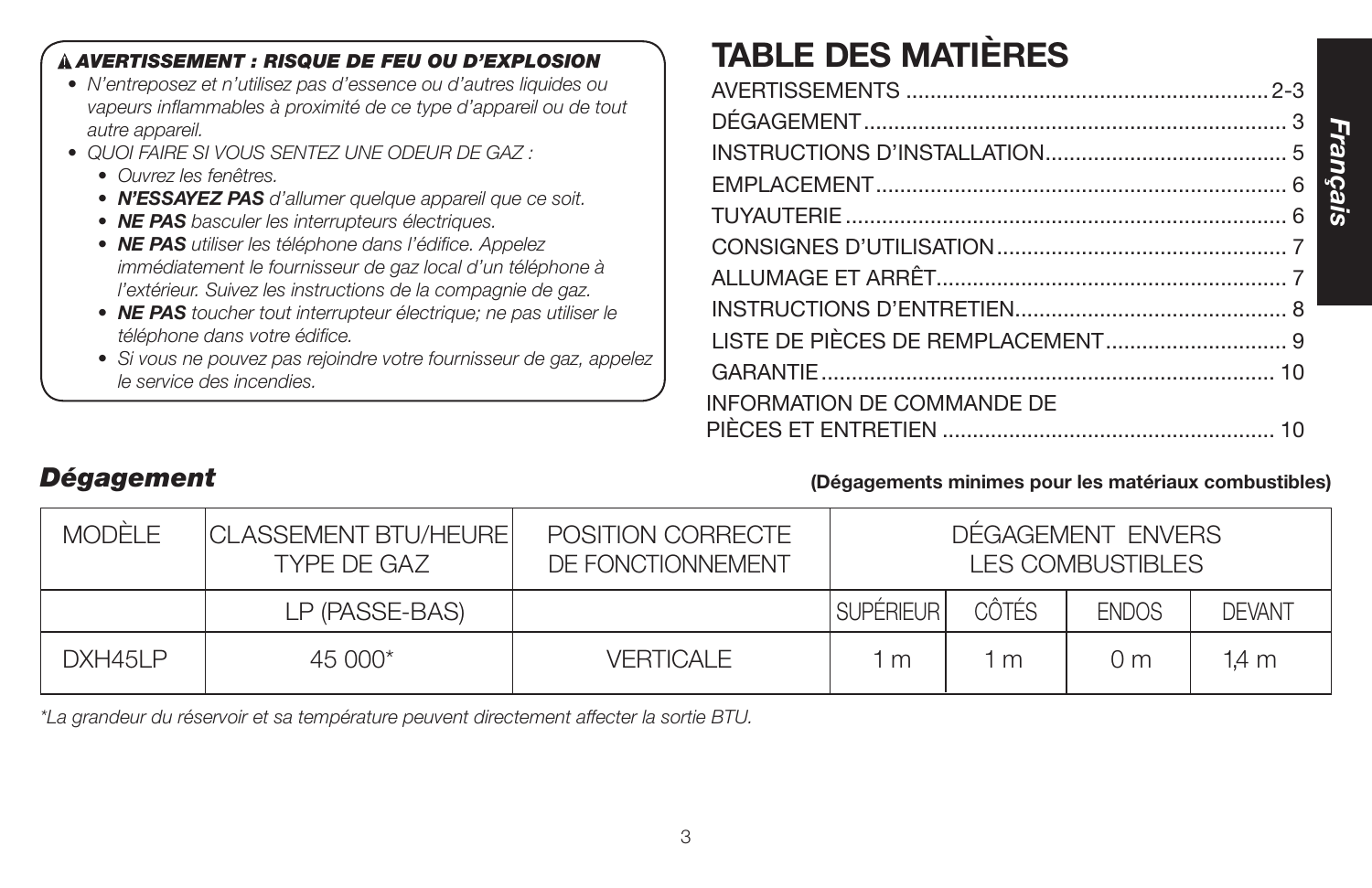**⚠ *AVERTISSEMENT : RISQUE DE FEU OU D'EXPLOSION***

- *N'entreposez et n'utilisez pas d'essence ou d'autres liquides ou vapeurs inflammables à proximité de ce type d'appareil ou de tout autre appareil.*
- *QUOI FAIRE SI VOUS SENTEZ UNE ODEUR DE GAZ :*
  - *Ouvrez les fenêtres.*
  - ***N'ESSAYEZ PAS** d'allumer quelque appareil que ce soit.*
  - ***NE PAS** basculer les interrupteurs électriques.*
  - ***NE PAS** utiliser les téléphone dans l'édifice. Appelez immédiatement le fournisseur de gaz local d'un téléphone à l'extérieur. Suivez les instructions de la compagnie de gaz.*
  - ***NE PAS** toucher tout interrupteur électrique; ne pas utiliser le téléphone dans votre édifice.*
  - *Si vous ne pouvez pas rejoindre votre fournisseur de gaz, appelez le service des incendies.*

# TABLE DES MATIÈRES

AVERTISSEMENTS .......... 2-3
DÉGAGEMENT .......... 3
INSTRUCTIONS D'INSTALLATION .......... 5
EMPLACEMENT .......... 6
TUYAUTERIE .......... 6
CONSIGNES D'UTILISATION .......... 7
ALLUMAGE ET ARRÊT .......... 7
INSTRUCTIONS D'ENTRETIEN .......... 8
LISTE DE PIÈCES DE REMPLACEMENT .......... 9
GARANTIE .......... 10
INFORMATION DE COMMANDE DE PIÈCES ET ENTRETIEN .......... 10

## *Dégagement*

**(Dégagements minimes pour les matériaux combustibles)**

| MODÈLE | CLASSEMENT BTU/HEURE TYPE DE GAZ | POSITION CORRECTE DE FONCTIONNEMENT | DÉGAGEMENT ENVERS LES COMBUSTIBLES | | | |
|---|---|---|---|---|---|---|
| | LP (PASSE-BAS) | | SUPÉRIEUR | CÔTÉS | ENDOS | DEVANT |
| DXH45LP | 45 000* | VERTICALE | 1 m | 1 m | 0 m | 1,4 m |

*\*La grandeur du réservoir et sa température peuvent directement affecter la sortie BTU.*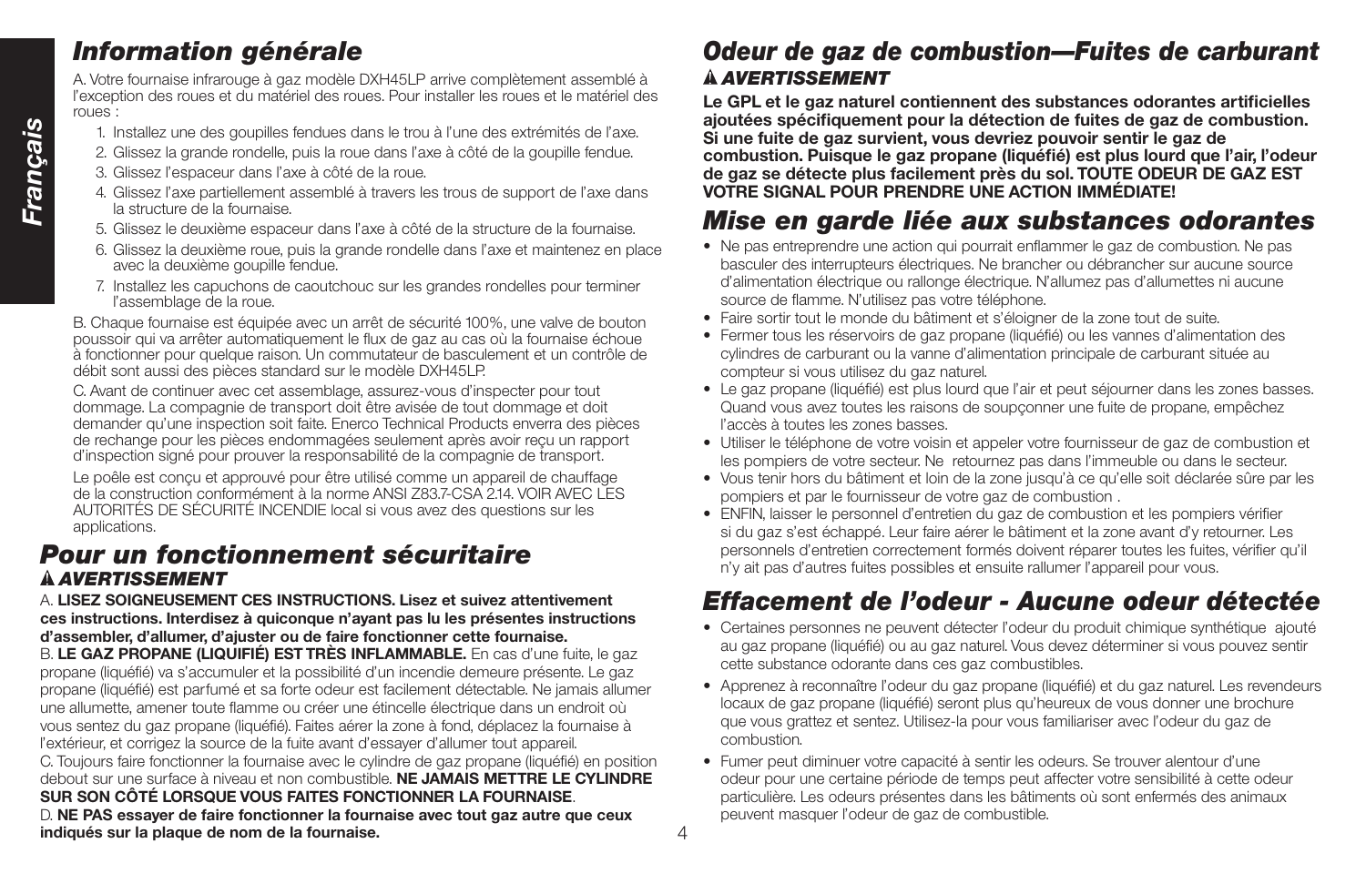## Information générale

A. Votre fournaise infrarouge à gaz modèle DXH45LP arrive complètement assemblé à l'exception des roues et du matériel des roues. Pour installer les roues et le matériel des roues :

1. Installez une des goupilles fendues dans le trou à l'une des extrémités de l'axe.
2. Glissez la grande rondelle, puis la roue dans l'axe à côté de la goupille fendue.
3. Glissez l'espaceur dans l'axe à côté de la roue.
4. Glissez l'axe partiellement assemblé à travers les trous de support de l'axe dans la structure de la fournaise.
5. Glissez le deuxième espaceur dans l'axe à côté de la structure de la fournaise.
6. Glissez la deuxième roue, puis la grande rondelle dans l'axe et maintenez en place avec la deuxième goupille fendue.
7. Installez les capuchons de caoutchouc sur les grandes rondelles pour terminer l'assemblage de la roue.

B. Chaque fournaise est équipée avec un arrêt de sécurité 100%, une valve de bouton poussoir qui va arrêter automatiquement le flux de gaz au cas où la fournaise échoue à fonctionner pour quelque raison. Un commutateur de basculement et un contrôle de débit sont aussi des pièces standard sur le modèle DXH45LP.

C. Avant de continuer avec cet assemblage, assurez-vous d'inspecter pour tout dommage. La compagnie de transport doit être avisée de tout dommage et doit demander qu'une inspection soit faite. Enerco Technical Products enverra des pièces de rechange pour les pièces endommagées seulement après avoir reçu un rapport d'inspection signé pour prouver la responsabilité de la compagnie de transport.

Le poêle est conçu et approuvé pour être utilisé comme un appareil de chauffage de la construction conformément à la norme ANSI Z83.7-CSA 2.14. VOIR AVEC LES AUTORITÉS DE SÉCURITÉ INCENDIE local si vous avez des questions sur les applications.

## Pour un fonctionnement sécuritaire

***⚠ AVERTISSEMENT***

A. **LISEZ SOIGNEUSEMENT CES INSTRUCTIONS. Lisez et suivez attentivement ces instructions. Interdisez à quiconque n'ayant pas lu les présentes instructions d'assembler, d'allumer, d'ajuster ou de faire fonctionner cette fournaise.**

B. **LE GAZ PROPANE (LIQUIFIÉ) EST TRÈS INFLAMMABLE.** En cas d'une fuite, le gaz propane (liquéfié) va s'accumuler et la possibilité d'un incendie demeure présente. Le gaz propane (liquéfié) est parfumé et sa forte odeur est facilement détectable. Ne jamais allumer une allumette, amener toute flamme ou créer une étincelle électrique dans un endroit où vous sentez du gaz propane (liquéfié). Faites aérer la zone à fond, déplacez la fournaise à l'extérieur, et corrigez la source de la fuite avant d'essayer d'allumer tout appareil.

C. Toujours faire fonctionner la fournaise avec le cylindre de gaz propane (liquéfié) en position debout sur une surface à niveau et non combustible. **NE JAMAIS METTRE LE CYLINDRE SUR SON CÔTÉ LORSQUE VOUS FAITES FONCTIONNER LA FOURNAISE**.

D. **NE PAS essayer de faire fonctionner la fournaise avec tout gaz autre que ceux indiqués sur la plaque de nom de la fournaise.**

## Odeur de gaz de combustion—Fuites de carburant

***⚠ AVERTISSEMENT***

**Le GPL et le gaz naturel contiennent des substances odorantes artificielles ajoutées spécifiquement pour la détection de fuites de gaz de combustion. Si une fuite de gaz survient, vous devriez pouvoir sentir le gaz de combustion. Puisque le gaz propane (liquéfié) est plus lourd que l'air, l'odeur de gaz se détecte plus facilement près du sol. TOUTE ODEUR DE GAZ EST VOTRE SIGNAL POUR PRENDRE UNE ACTION IMMÉDIATE!**

## Mise en garde liée aux substances odorantes

- Ne pas entreprendre une action qui pourrait enflammer le gaz de combustion. Ne pas basculer des interrupteurs électriques. Ne brancher ou débrancher sur aucune source d'alimentation électrique ou rallonge électrique. N'allumez pas d'allumettes ni aucune source de flamme. N'utilisez pas votre téléphone.
- Faire sortir tout le monde du bâtiment et s'éloigner de la zone tout de suite.
- Fermer tous les réservoirs de gaz propane (liquéfié) ou les vannes d'alimentation des cylindres de carburant ou la vanne d'alimentation principale de carburant située au compteur si vous utilisez du gaz naturel.
- Le gaz propane (liquéfié) est plus lourd que l'air et peut séjourner dans les zones basses. Quand vous avez toutes les raisons de soupçonner une fuite de propane, empêchez l'accès à toutes les zones basses.
- Utiliser le téléphone de votre voisin et appeler votre fournisseur de gaz de combustion et les pompiers de votre secteur. Ne retournez pas dans l'immeuble ou dans le secteur.
- Vous tenir hors du bâtiment et loin de la zone jusqu'à ce qu'elle soit déclarée sûre par les pompiers et par le fournisseur de votre gaz de combustion .
- ENFIN, laisser le personnel d'entretien du gaz de combustion et les pompiers vérifier si du gaz s'est échappé. Leur faire aérer le bâtiment et la zone avant d'y retourner. Les personnels d'entretien correctement formés doivent réparer toutes les fuites, vérifier qu'il n'y ait pas d'autres fuites possibles et ensuite rallumer l'appareil pour vous.

## Effacement de l'odeur - Aucune odeur détectée

- Certaines personnes ne peuvent détecter l'odeur du produit chimique synthétique ajouté au gaz propane (liquéfié) ou au gaz naturel. Vous devez déterminer si vous pouvez sentir cette substance odorante dans ces gaz combustibles.
- Apprenez à reconnaître l'odeur du gaz propane (liquéfié) et du gaz naturel. Les revendeurs locaux de gaz propane (liquéfié) seront plus qu'heureux de vous donner une brochure que vous grattez et sentez. Utilisez-la pour vous familiariser avec l'odeur du gaz de combustion.
- Fumer peut diminuer votre capacité à sentir les odeurs. Se trouver alentour d'une odeur pour une certaine période de temps peut affecter votre sensibilité à cette odeur particulière. Les odeurs présentes dans les bâtiments où sont enfermés des animaux peuvent masquer l'odeur de gaz de combustible.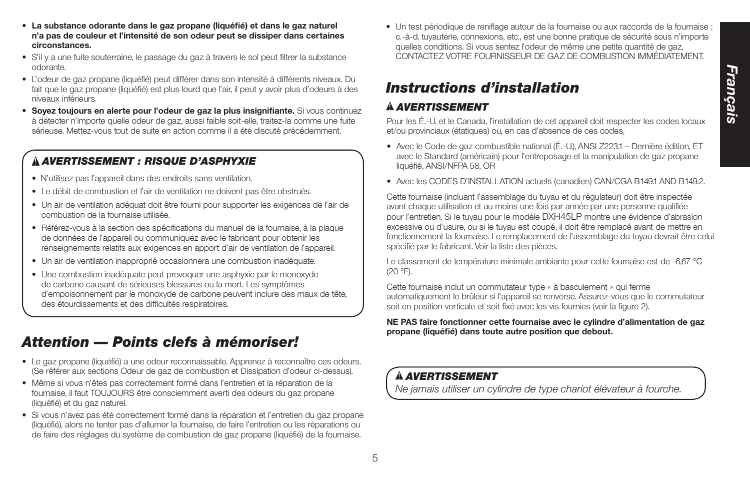- **La substance odorante dans le gaz propane (liquéfié) et dans le gaz naturel n'a pas de couleur et l'intensité de son odeur peut se dissiper dans certaines circonstances.**
- S'il y a une fuite souterraine, le passage du gaz à travers le sol peut filtrer la substance odorante.
- L'odeur de gaz propane (liquéfié) peut différer dans son intensité à différents niveaux. Du fait que le gaz propane (liquéfié) est plus lourd que l'air, il peut y avoir plus d'odeurs à des niveaux inférieurs.
- **Soyez toujours en alerte pour l'odeur de gaz la plus insignifiante.** Si vous continuez à détecter n'importe quelle odeur de gaz, aussi faible soit-elle, traitez-la comme une fuite sérieuse. Mettez-vous tout de suite en action comme il a été discuté précédemment.

### ⚠ *AVERTISSEMENT : RISQUE D'ASPHYXIE*

- N'utilisez pas l'appareil dans des endroits sans ventilation.
- Le débit de combustion et l'air de ventilation ne doivent pas être obstrués.
- Un air de ventilation adéquat doit être fourni pour supporter les exigences de l'air de combustion de la fournaise utilisée.
- Référez-vous à la section des spécifications du manuel de la fournaise, à la plaque de données de l'appareil ou communiquez avec le fabricant pour obtenir les renseignements relatifs aux exigences en apport d'air de ventilation de l'appareil.
- Un air de ventilation inapproprié occasionnera une combustion inadéquate.
- Une combustion inadéquate peut provoquer une asphyxie par le monoxyde de carbone causant de sérieuses blessures ou la mort. Les symptômes d'empoisonnement par le monoxyde de carbone peuvent inclure des maux de tête, des étourdissements et des difficultés respiratoires.

## *Attention — Points clefs à mémoriser!*

- Le gaz propane (liquéfié) a une odeur reconnaissable. Apprenez à reconnaître ces odeurs. (Se référer aux sections Odeur de gaz de combustion et Dissipation d'odeur ci-dessus).
- Même si vous n'êtes pas correctement formé dans l'entretien et la réparation de la fournaise, il faut TOUJOURS être consciemment averti des odeurs du gaz propane (liquéfié) et du gaz naturel.
- Si vous n'avez pas été correctement formé dans la réparation et l'entretien du gaz propane (liquéfié), alors ne tenter pas d'allumer la fournaise, de faire l'entretien ou les réparations ou de faire des réglages du système de combustion de gaz propane (liquéfié) de la fournaise.
- Un test périodique de reniflage autour de la fournaise ou aux raccords de la fournaise ; c.-à-d. tuyauterie, connexions, etc., est une bonne pratique de sécurité sous n'importe quelles conditions. Si vous sentez l'odeur de même une petite quantité de gaz, CONTACTEZ VOTRE FOURNISSEUR DE GAZ DE COMBUSTION IMMÉDIATEMENT.

## *Instructions d'installation*

### ⚠ *AVERTISSEMENT*

Pour les É.-U. et le Canada, l'installation de cet appareil doit respecter les codes locaux et/ou provinciaux (étatiques) ou, en cas d'absence de ces codes,

- Avec le Code de gaz combustible national (É.-U.), ANSI Z223.1 – Dernière édition, ET avec le Standard (américain) pour l'entreposage et la manipulation de gaz propane liquéfié, ANSI/NFPA 58, OR
- Avec les CODES D'INSTALLATION actuels (canadien) CAN/CGA B149.1 AND B149.2.

Cette fournaise (incluant l'assemblage du tuyau et du régulateur) doit être inspectée avant chaque utilisation et au moins une fois par année par une personne qualifiée pour l'entretien. Si le tuyau pour le modèle DXH45LP montre une évidence d'abrasion excessive ou d'usure, ou si le tuyau est coupé, il doit être remplacé avant de mettre en fonctionnement la fournaise. Le remplacement de l'assemblage du tuyau devrait être celui spécifié par le fabricant. Voir la liste des pièces.

Le classement de température minimale ambiante pour cette fournaise est de -6,67 °C (20 °F).

Cette fournaise inclut un commutateur type « à basculement » qui ferme automatiquement le brûleur si l'appareil se renverse. Assurez-vous que le commutateur soit en position verticale et soit fixé avec les vis fournies (voir la figure 2).

**NE PAS faire fonctionner cette fournaise avec le cylindre d'alimentation de gaz propane (liquéfié) dans toute autre position que debout.**

### ⚠ *AVERTISSEMENT*

*Ne jamais utiliser un cylindre de type chariot élévateur à fourche.*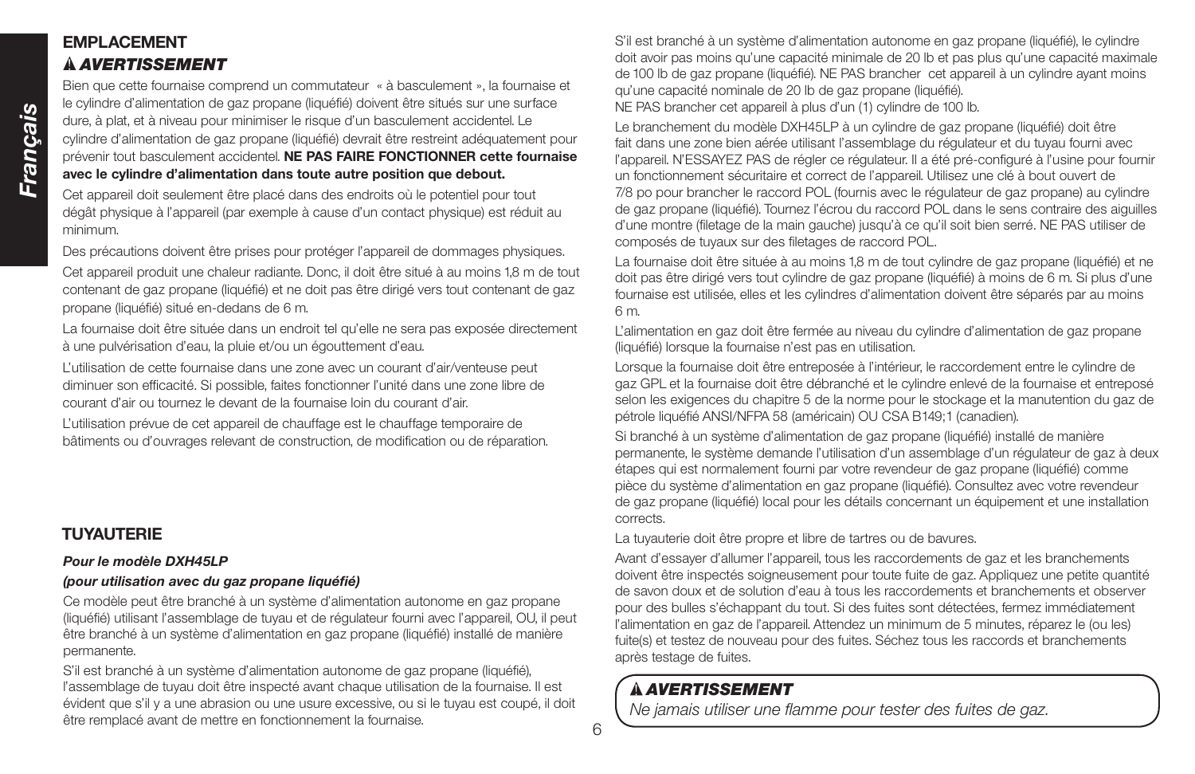## EMPLACEMENT

### ⚠ *AVERTISSEMENT*

Bien que cette fournaise comprend un commutateur « à basculement », la fournaise et le cylindre d'alimentation de gaz propane (liquéfié) doivent être situés sur une surface dure, à plat, et à niveau pour minimiser le risque d'un basculement accidentel. Le cylindre d'alimentation de gaz propane (liquéfié) devrait être restreint adéquatement pour prévenir tout basculement accidentel. **NE PAS FAIRE FONCTIONNER cette fournaise avec le cylindre d'alimentation dans toute autre position que debout.**

Cet appareil doit seulement être placé dans des endroits où le potentiel pour tout dégât physique à l'appareil (par exemple à cause d'un contact physique) est réduit au minimum.

Des précautions doivent être prises pour protéger l'appareil de dommages physiques.

Cet appareil produit une chaleur radiante. Donc, il doit être situé à au moins 1,8 m de tout contenant de gaz propane (liquéfié) et ne doit pas être dirigé vers tout contenant de gaz propane (liquéfié) situé en-dedans de 6 m.

La fournaise doit être située dans un endroit tel qu'elle ne sera pas exposée directement à une pulvérisation d'eau, la pluie et/ou un égouttement d'eau.

L'utilisation de cette fournaise dans une zone avec un courant d'air/venteuse peut diminuer son efficacité. Si possible, faites fonctionner l'unité dans une zone libre de courant d'air ou tournez le devant de la fournaise loin du courant d'air.

L'utilisation prévue de cet appareil de chauffage est le chauffage temporaire de bâtiments ou d'ouvrages relevant de construction, de modification ou de réparation.

## TUYAUTERIE

***Pour le modèle DXH45LP***

***(pour utilisation avec du gaz propane liquéfié)***

Ce modèle peut être branché à un système d'alimentation autonome en gaz propane (liquéfié) utilisant l'assemblage de tuyau et de régulateur fourni avec l'appareil, OU, il peut être branché à un système d'alimentation en gaz propane (liquéfié) installé de manière permanente.

S'il est branché à un système d'alimentation autonome de gaz propane (liquéfié), l'assemblage de tuyau doit être inspecté avant chaque utilisation de la fournaise. Il est évident que s'il y a une abrasion ou une usure excessive, ou si le tuyau est coupé, il doit être remplacé avant de mettre en fonctionnement la fournaise.

S'il est branché à un système d'alimentation autonome en gaz propane (liquéfié), le cylindre doit avoir pas moins qu'une capacité minimale de 20 lb et pas plus qu'une capacité maximale de 100 lb de gaz propane (liquéfié). NE PAS brancher cet appareil à un cylindre ayant moins qu'une capacité nominale de 20 lb de gaz propane (liquéfié).
NE PAS brancher cet appareil à plus d'un (1) cylindre de 100 lb.

Le branchement du modèle DXH45LP à un cylindre de gaz propane (liquéfié) doit être fait dans une zone bien aérée utilisant l'assemblage du régulateur et du tuyau fourni avec l'appareil. N'ESSAYEZ PAS de régler ce régulateur. Il a été pré-configuré à l'usine pour fournir un fonctionnement sécuritaire et correct de l'appareil. Utilisez une clé à bout ouvert de 7/8 po pour brancher le raccord POL (fournis avec le régulateur de gaz propane) au cylindre de gaz propane (liquéfié). Tournez l'écrou du raccord POL dans le sens contraire des aiguilles d'une montre (filetage de la main gauche) jusqu'à ce qu'il soit bien serré. NE PAS utiliser de composés de tuyaux sur des filetages de raccord POL.

La fournaise doit être située à au moins 1,8 m de tout cylindre de gaz propane (liquéfié) et ne doit pas être dirigé vers tout cylindre de gaz propane (liquéfié) à moins de 6 m. Si plus d'une fournaise est utilisée, elles et les cylindres d'alimentation doivent être séparés par au moins 6 m.

L'alimentation en gaz doit être fermée au niveau du cylindre d'alimentation de gaz propane (liquéfié) lorsque la fournaise n'est pas en utilisation.

Lorsque la fournaise doit être entreposée à l'intérieur, le raccordement entre le cylindre de gaz GPL et la fournaise doit être débranché et le cylindre enlevé de la fournaise et entreposé selon les exigences du chapitre 5 de la norme pour le stockage et la manutention du gaz de pétrole liquéfié ANSI/NFPA 58 (américain) OU CSA B149;1 (canadien).

Si branché à un système d'alimentation de gaz propane (liquéfié) installé de manière permanente, le système demande l'utilisation d'un assemblage d'un régulateur de gaz à deux étapes qui est normalement fourni par votre revendeur de gaz propane (liquéfié) comme pièce du système d'alimentation en gaz propane (liquéfié). Consultez avec votre revendeur de gaz propane (liquéfié) local pour les détails concernant un équipement et une installation corrects.

La tuyauterie doit être propre et libre de tartres ou de bavures.

Avant d'essayer d'allumer l'appareil, tous les raccordements de gaz et les branchements doivent être inspectés soigneusement pour toute fuite de gaz. Appliquez une petite quantité de savon doux et de solution d'eau à tous les raccordements et branchements et observer pour des bulles s'échappant du tout. Si des fuites sont détectées, fermez immédiatement l'alimentation en gaz de l'appareil. Attendez un minimum de 5 minutes, réparez le (ou les) fuite(s) et testez de nouveau pour des fuites. Séchez tous les raccords et branchements après testage de fuites.

### ⚠ *AVERTISSEMENT*

*Ne jamais utiliser une flamme pour tester des fuites de gaz.*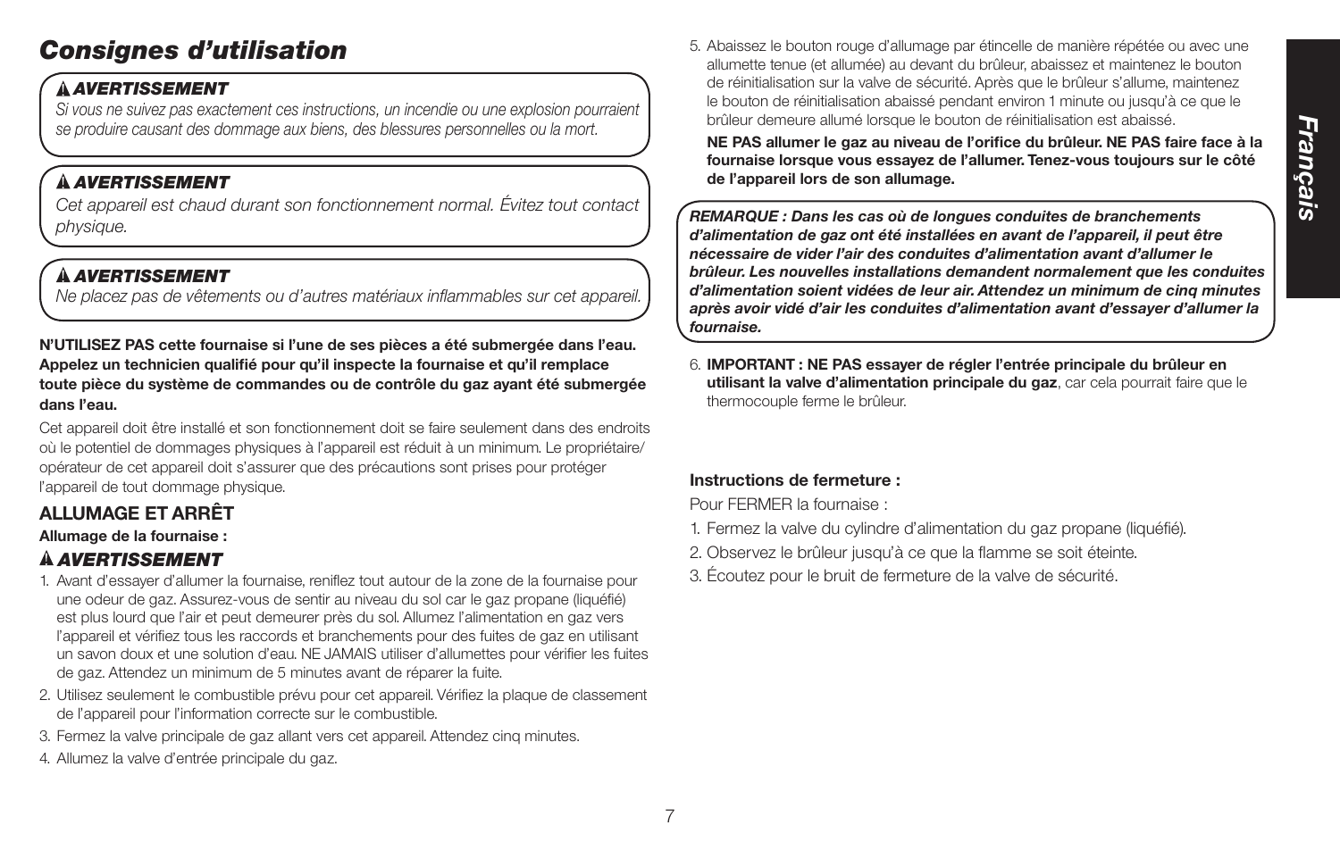## Consignes d'utilisation

> **⚠ *AVERTISSEMENT***
> *Si vous ne suivez pas exactement ces instructions, un incendie ou une explosion pourraient se produire causant des dommage aux biens, des blessures personnelles ou la mort.*

> **⚠ *AVERTISSEMENT***
> *Cet appareil est chaud durant son fonctionnement normal. Évitez tout contact physique.*

> **⚠ *AVERTISSEMENT***
> *Ne placez pas de vêtements ou d'autres matériaux inflammables sur cet appareil.*

**N'UTILISEZ PAS cette fournaise si l'une de ses pièces a été submergée dans l'eau. Appelez un technicien qualifié pour qu'il inspecte la fournaise et qu'il remplace toute pièce du système de commandes ou de contrôle du gaz ayant été submergée dans l'eau.**

Cet appareil doit être installé et son fonctionnement doit se faire seulement dans des endroits où le potentiel de dommages physiques à l'appareil est réduit à un minimum. Le propriétaire/opérateur de cet appareil doit s'assurer que des précautions sont prises pour protéger l'appareil de tout dommage physique.

### ALLUMAGE ET ARRÊT

**Allumage de la fournaise :**

**⚠ *AVERTISSEMENT***

1. Avant d'essayer d'allumer la fournaise, reniflez tout autour de la zone de la fournaise pour une odeur de gaz. Assurez-vous de sentir au niveau du sol car le gaz propane (liquéfié) est plus lourd que l'air et peut demeurer près du sol. Allumez l'alimentation en gaz vers l'appareil et vérifiez tous les raccords et branchements pour des fuites de gaz en utilisant un savon doux et une solution d'eau. NE JAMAIS utiliser d'allumettes pour vérifier les fuites de gaz. Attendez un minimum de 5 minutes avant de réparer la fuite.
2. Utilisez seulement le combustible prévu pour cet appareil. Vérifiez la plaque de classement de l'appareil pour l'information correcte sur le combustible.
3. Fermez la valve principale de gaz allant vers cet appareil. Attendez cinq minutes.
4. Allumez la valve d'entrée principale du gaz.
5. Abaissez le bouton rouge d'allumage par étincelle de manière répétée ou avec une allumette tenue (et allumée) au devant du brûleur, abaissez et maintenez le bouton de réinitialisation sur la valve de sécurité. Après que le brûleur s'allume, maintenez le bouton de réinitialisation abaissé pendant environ 1 minute ou jusqu'à ce que le brûleur demeure allumé lorsque le bouton de réinitialisation est abaissé.

   **NE PAS allumer le gaz au niveau de l'orifice du brûleur. NE PAS faire face à la fournaise lorsque vous essayez de l'allumer. Tenez-vous toujours sur le côté de l'appareil lors de son allumage.**

> ***REMARQUE : Dans les cas où de longues conduites de branchements d'alimentation de gaz ont été installées en avant de l'appareil, il peut être nécessaire de vider l'air des conduites d'alimentation avant d'allumer le brûleur. Les nouvelles installations demandent normalement que les conduites d'alimentation soient vidées de leur air. Attendez un minimum de cinq minutes après avoir vidé d'air les conduites d'alimentation avant d'essayer d'allumer la fournaise.***

6. **IMPORTANT : NE PAS essayer de régler l'entrée principale du brûleur en utilisant la valve d'alimentation principale du gaz**, car cela pourrait faire que le thermocouple ferme le brûleur.

**Instructions de fermeture :**

Pour FERMER la fournaise :

1. Fermez la valve du cylindre d'alimentation du gaz propane (liquéfié).
2. Observez le brûleur jusqu'à ce que la flamme se soit éteinte.
3. Écoutez pour le bruit de fermeture de la valve de sécurité.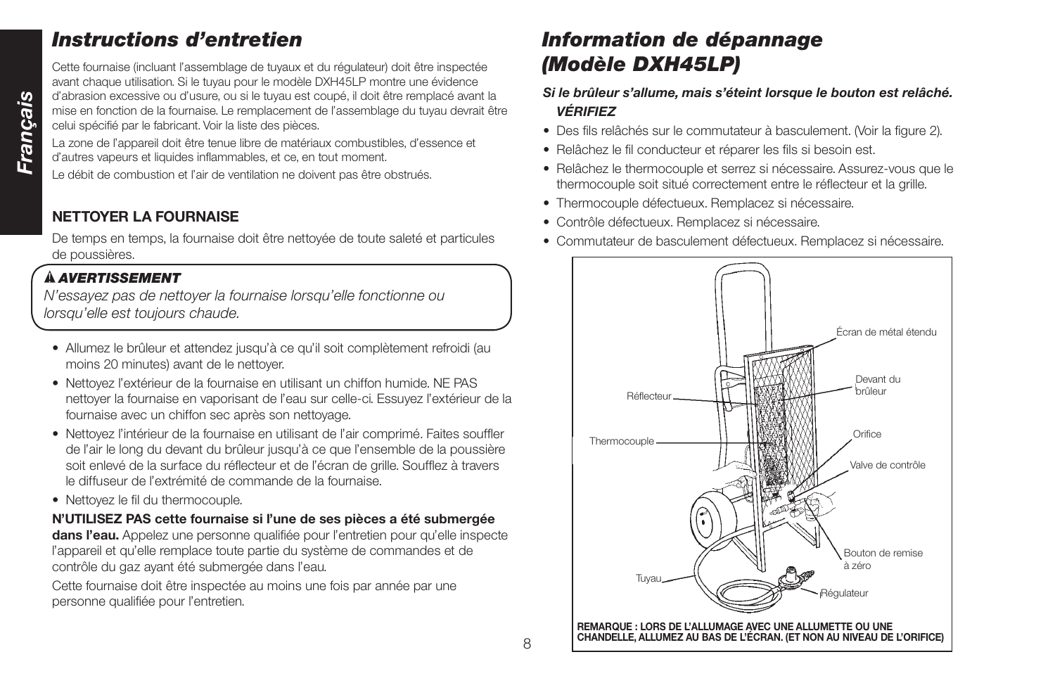## Instructions d'entretien

Cette fournaise (incluant l'assemblage de tuyaux et du régulateur) doit être inspectée avant chaque utilisation. Si le tuyau pour le modèle DXH45LP montre une évidence d'abrasion excessive ou d'usure, ou si le tuyau est coupé, il doit être remplacé avant la mise en fonction de la fournaise. Le remplacement de l'assemblage du tuyau devrait être celui spécifié par le fabricant. Voir la liste des pièces.

La zone de l'appareil doit être tenue libre de matériaux combustibles, d'essence et d'autres vapeurs et liquides inflammables, et ce, en tout moment.

Le débit de combustion et l'air de ventilation ne doivent pas être obstrués.

### NETTOYER LA FOURNAISE

De temps en temps, la fournaise doit être nettoyée de toute saleté et particules de poussières.

> ***⚠ AVERTISSEMENT***
> *N'essayez pas de nettoyer la fournaise lorsqu'elle fonctionne ou lorsqu'elle est toujours chaude.*

- Allumez le brûleur et attendez jusqu'à ce qu'il soit complètement refroidi (au moins 20 minutes) avant de le nettoyer.
- Nettoyez l'extérieur de la fournaise en utilisant un chiffon humide. NE PAS nettoyer la fournaise en vaporisant de l'eau sur celle-ci. Essuyez l'extérieur de la fournaise avec un chiffon sec après son nettoyage.
- Nettoyez l'intérieur de la fournaise en utilisant de l'air comprimé. Faites souffler de l'air le long du devant du brûleur jusqu'à ce que l'ensemble de la poussière soit enlevé de la surface du réflecteur et de l'écran de grille. Soufflez à travers le diffuseur de l'extrémité de commande de la fournaise.
- Nettoyez le fil du thermocouple.

**N'UTILISEZ PAS cette fournaise si l'une de ses pièces a été submergée dans l'eau.** Appelez une personne qualifiée pour l'entretien pour qu'elle inspecte l'appareil et qu'elle remplace toute partie du système de commandes et de contrôle du gaz ayant été submergée dans l'eau.

Cette fournaise doit être inspectée au moins une fois par année par une personne qualifiée pour l'entretien.

## Information de dépannage (Modèle DXH45LP)

***Si le brûleur s'allume, mais s'éteint lorsque le bouton est relâché. VÉRIFIEZ***

- Des fils relâchés sur le commutateur à basculement. (Voir la figure 2).
- Relâchez le fil conducteur et réparer les fils si besoin est.
- Relâchez le thermocouple et serrez si nécessaire. Assurez-vous que le thermocouple soit situé correctement entre le réflecteur et la grille.
- Thermocouple défectueux. Remplacez si nécessaire.
- Contrôle défectueux. Remplacez si nécessaire.
- Commutateur de basculement défectueux. Remplacez si nécessaire.

Écran de métal étendu
Devant du brûleur
Réflecteur
Orifice
Thermocouple
Valve de contrôle
Bouton de remise à zéro
Tuyau
Régulateur

**REMARQUE : LORS DE L'ALLUMAGE AVEC UNE ALLUMETTE OU UNE CHANDELLE, ALLUMEZ AU BAS DE L'ÉCRAN. (ET NON AU NIVEAU DE L'ORIFICE)**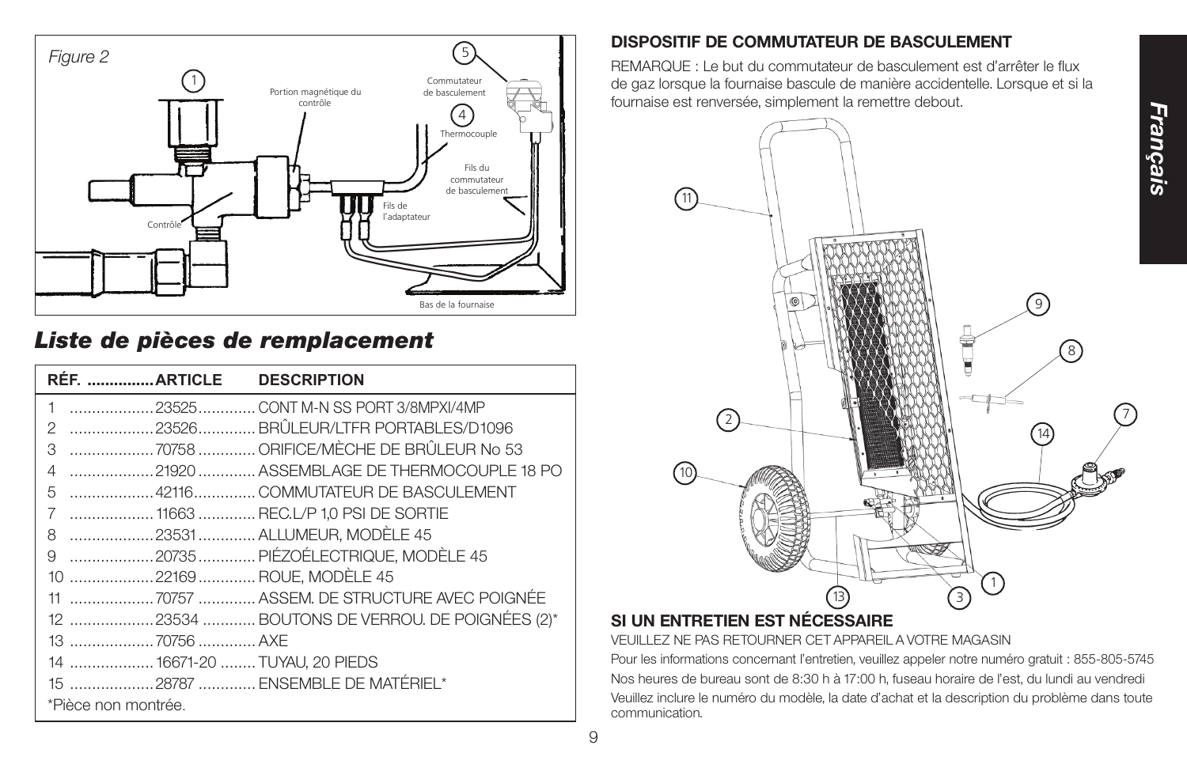*Figure 2*

## *Liste de pièces de remplacement*

| RÉF. | ARTICLE | DESCRIPTION |
|---|---|---|
| 1 | 23525 | CONT M-N SS PORT 3/8MPXI/4MP |
| 2 | 23526 | BRÛLEUR/LTFR PORTABLES/D1096 |
| 3 | 70758 | ORIFICE/MÈCHE DE BRÛLEUR No 53 |
| 4 | 21920 | ASSEMBLAGE DE THERMOCOUPLE 18 PO |
| 5 | 42116 | COMMUTATEUR DE BASCULEMENT |
| 7 | 11663 | REC.L/P 1,0 PSI DE SORTIE |
| 8 | 23531 | ALLUMEUR, MODÈLE 45 |
| 9 | 20735 | PIÉZOÉLECTRIQUE, MODÈLE 45 |
| 10 | 22169 | ROUE, MODÈLE 45 |
| 11 | 70757 | ASSEM. DE STRUCTURE AVEC POIGNÉE |
| 12 | 23534 | BOUTONS DE VERROU. DE POIGNÉES (2)* |
| 13 | 70756 | AXE |
| 14 | 16671-20 | TUYAU, 20 PIEDS |
| 15 | 28787 | ENSEMBLE DE MATÉRIEL* |

*Pièce non montrée.

### DISPOSITIF DE COMMUTATEUR DE BASCULEMENT

REMARQUE : Le but du commutateur de basculement est d'arrêter le flux de gaz lorsque la fournaise bascule de manière accidentelle. Lorsque et si la fournaise est renversée, simplement la remettre debout.

### SI UN ENTRETIEN EST NÉCESSAIRE

VEUILLEZ NE PAS RETOURNER CET APPAREIL A VOTRE MAGASIN

Pour les informations concernant l'entretien, veuillez appeler notre numéro gratuit : 855-805-5745

Nos heures de bureau sont de 8:30 h à 17:00 h, fuseau horaire de l'est, du lundi au vendredi

Veuillez inclure le numéro du modèle, la date d'achat et la description du problème dans toute communication.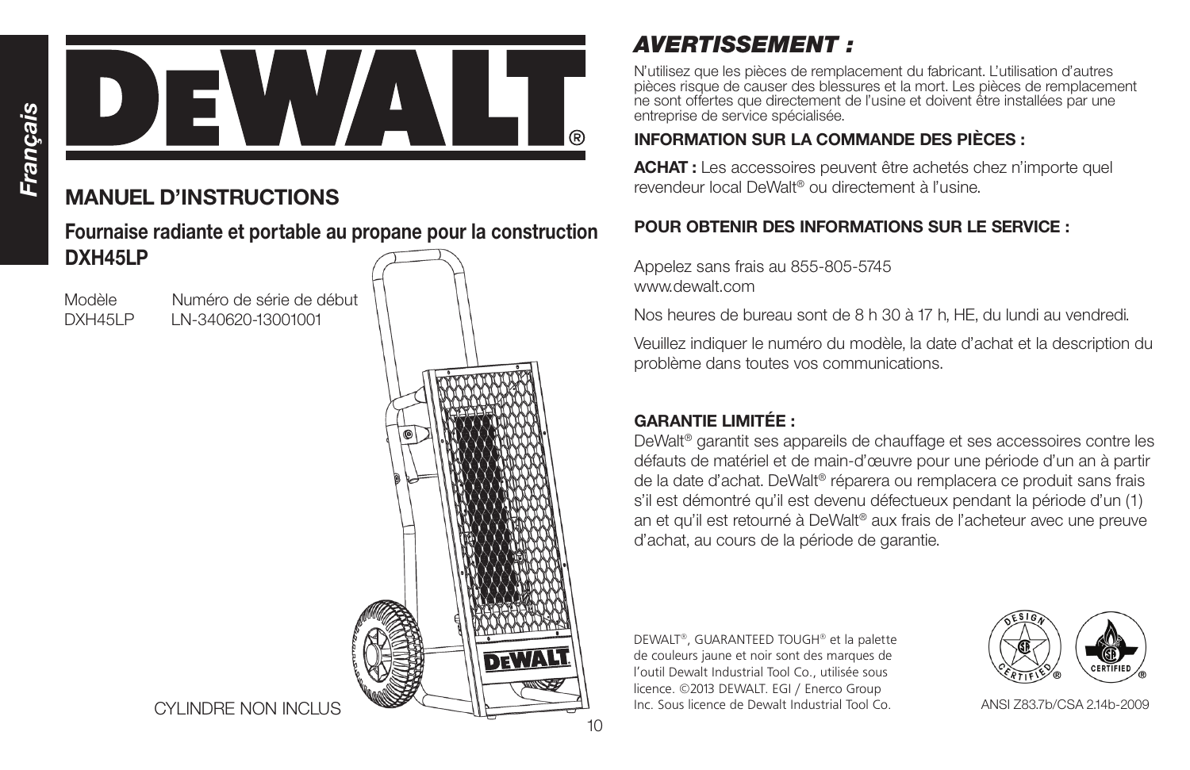Français

# DEWALT®

## MANUEL D'INSTRUCTIONS

### Fournaise radiante et portable au propane pour la construction DXH45LP

| Modèle | Numéro de série de début |
|---|---|
| DXH45LP | LN-340620-13001001 |

CYLINDRE NON INCLUS

## *AVERTISSEMENT :*

N'utilisez que les pièces de remplacement du fabricant. L'utilisation d'autres pièces risque de causer des blessures et la mort. Les pièces de remplacement ne sont offertes que directement de l'usine et doivent être installées par une entreprise de service spécialisée.

### INFORMATION SUR LA COMMANDE DES PIÈCES :

**ACHAT :** Les accessoires peuvent être achetés chez n'importe quel revendeur local DeWalt® ou directement à l'usine.

### POUR OBTENIR DES INFORMATIONS SUR LE SERVICE :

Appelez sans frais au 855-805-5745
www.dewalt.com

Nos heures de bureau sont de 8 h 30 à 17 h, HE, du lundi au vendredi.

Veuillez indiquer le numéro du modèle, la date d'achat et la description du problème dans toutes vos communications.

### GARANTIE LIMITÉE :

DeWalt® garantit ses appareils de chauffage et ses accessoires contre les défauts de matériel et de main-d'œuvre pour une période d'un an à partir de la date d'achat. DeWalt® réparera ou remplacera ce produit sans frais s'il est démontré qu'il est devenu défectueux pendant la période d'un (1) an et qu'il est retourné à DeWalt® aux frais de l'acheteur avec une preuve d'achat, au cours de la période de garantie.

DEWALT®, GUARANTEED TOUGH® et la palette de couleurs jaune et noir sont des marques de l'outil Dewalt Industrial Tool Co., utilisée sous licence. ©2013 DEWALT. EGI / Enerco Group Inc. Sous licence de Dewalt Industrial Tool Co.

ANSI Z83.7b/CSA 2.14b-2009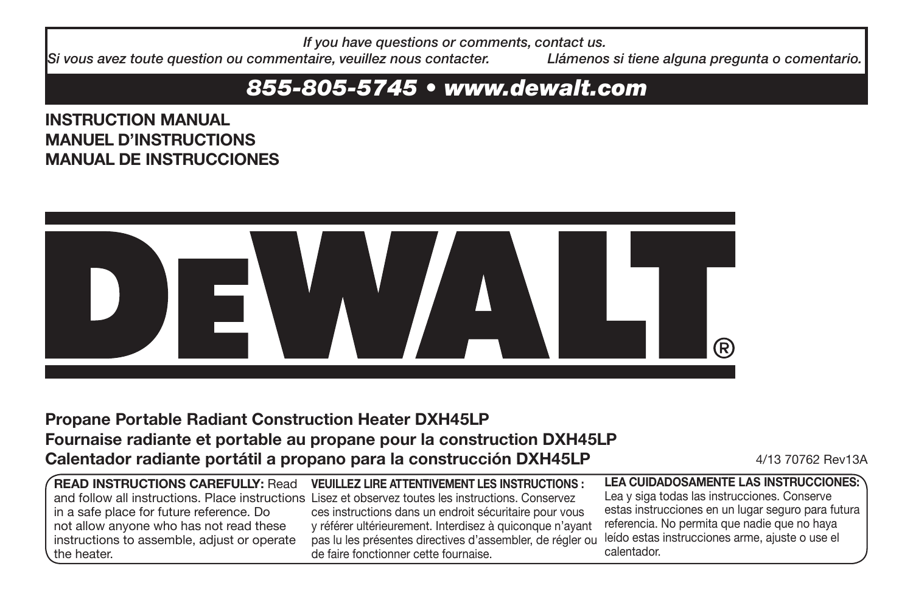*If you have questions or comments, contact us.*
*Si vous avez toute question ou commentaire, veuillez nous contacter.* *Llámenos si tiene alguna pregunta o comentario.*

***855-805-5745 • www.dewalt.com***

**INSTRUCTION MANUAL**
**MANUEL D'INSTRUCTIONS**
**MANUAL DE INSTRUCCIONES**

# DEWALT®

## Propane Portable Radiant Construction Heater DXH45LP
## Fournaise radiante et portable au propane pour la construction DXH45LP
## Calentador radiante portátil a propano para la construcción DXH45LP

4/13 70762 Rev13A

**READ INSTRUCTIONS CAREFULLY:** Read and follow all instructions. Place instructions in a safe place for future reference. Do not allow anyone who has not read these instructions to assemble, adjust or operate the heater.

**VEUILLEZ LIRE ATTENTIVEMENT LES INSTRUCTIONS :** Lisez et observez toutes les instructions. Conservez ces instructions dans un endroit sécuritaire pour vous y référer ultérieurement. Interdisez à quiconque n'ayant pas lu les présentes directives d'assembler, de régler ou de faire fonctionner cette fournaise.

**LEA CUIDADOSAMENTE LAS INSTRUCCIONES:** Lea y siga todas las instrucciones. Conserve estas instrucciones en un lugar seguro para futura referencia. No permita que nadie que no haya leído estas instrucciones arme, ajuste o use el calentador.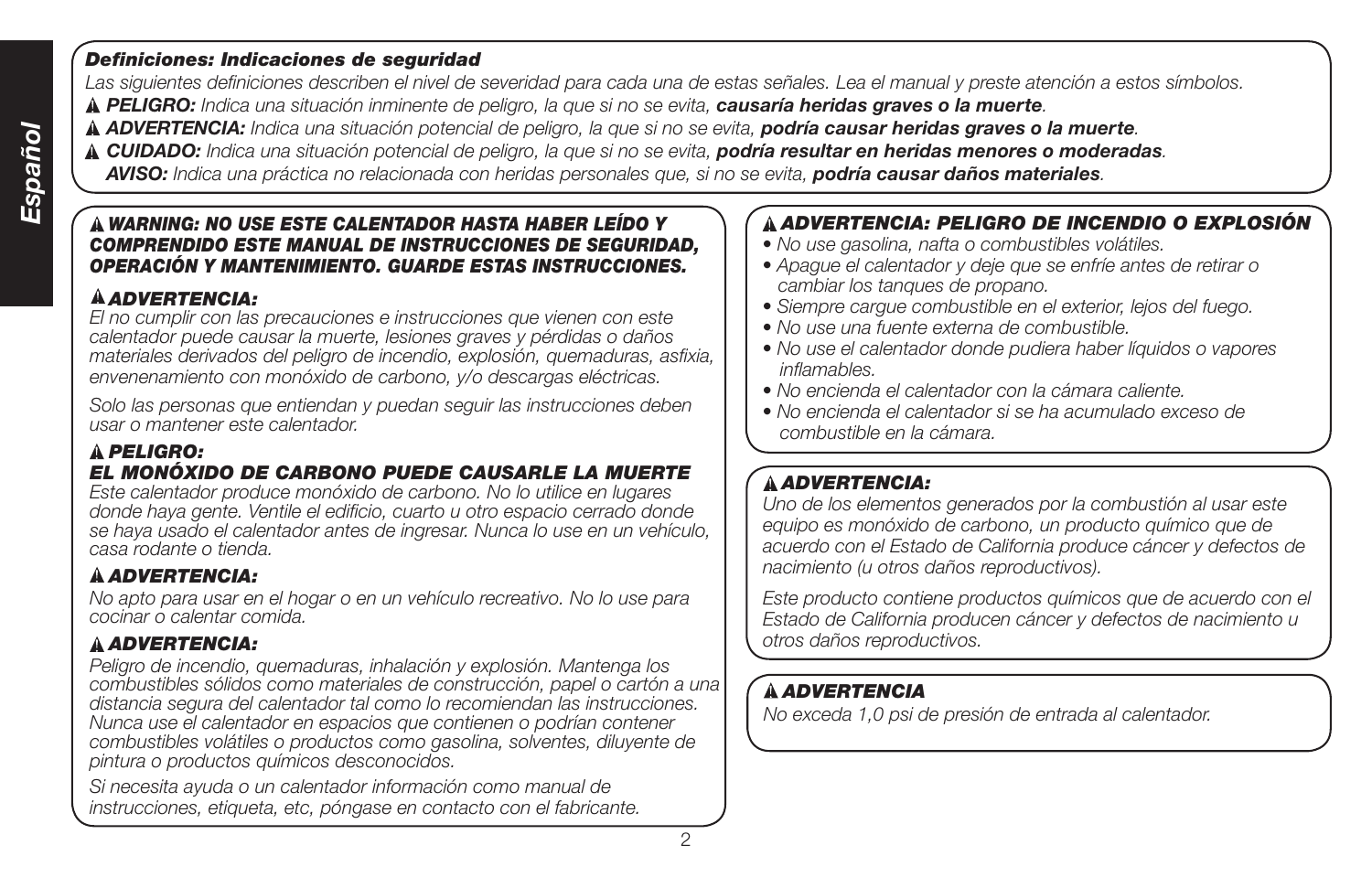***Definiciones: Indicaciones de seguridad***

*Las siguientes definiciones describen el nivel de severidad para cada una de estas señales. Lea el manual y preste atención a estos símbolos.*

▲ ***PELIGRO:*** *Indica una situación inminente de peligro, la que si no se evita,* ***causaría heridas graves o la muerte****.*

▲ ***ADVERTENCIA:*** *Indica una situación potencial de peligro, la que si no se evita,* ***podría causar heridas graves o la muerte****.*

▲ ***CUIDADO:*** *Indica una situación potencial de peligro, la que si no se evita,* ***podría resultar en heridas menores o moderadas****.*

***AVISO:*** *Indica una práctica no relacionada con heridas personales que, si no se evita,* ***podría causar daños materiales****.*

▲ ***WARNING: NO USE ESTE CALENTADOR HASTA HABER LEÍDO Y COMPRENDIDO ESTE MANUAL DE INSTRUCCIONES DE SEGURIDAD, OPERACIÓN Y MANTENIMIENTO. GUARDE ESTAS INSTRUCCIONES.***

▲ ***ADVERTENCIA:***

*El no cumplir con las precauciones e instrucciones que vienen con este calentador puede causar la muerte, lesiones graves y pérdidas o daños materiales derivados del peligro de incendio, explosión, quemaduras, asfixia, envenenamiento con monóxido de carbono, y/o descargas eléctricas.*

*Solo las personas que entiendan y puedan seguir las instrucciones deben usar o mantener este calentador.*

▲ ***PELIGRO:***

***EL MONÓXIDO DE CARBONO PUEDE CAUSARLE LA MUERTE***

*Este calentador produce monóxido de carbono. No lo utilice en lugares donde haya gente. Ventile el edificio, cuarto u otro espacio cerrado donde se haya usado el calentador antes de ingresar. Nunca lo use en un vehículo, casa rodante o tienda.*

▲ ***ADVERTENCIA:***

*No apto para usar en el hogar o en un vehículo recreativo. No lo use para cocinar o calentar comida.*

▲ ***ADVERTENCIA:***

*Peligro de incendio, quemaduras, inhalación y explosión. Mantenga los combustibles sólidos como materiales de construcción, papel o cartón a una distancia segura del calentador tal como lo recomiendan las instrucciones. Nunca use el calentador en espacios que contienen o podrían contener combustibles volátiles o productos como gasolina, solventes, diluyente de pintura o productos químicos desconocidos.*

*Si necesita ayuda o un calentador información como manual de instrucciones, etiqueta, etc, póngase en contacto con el fabricante.*

▲ ***ADVERTENCIA: PELIGRO DE INCENDIO O EXPLOSIÓN***

- *No use gasolina, nafta o combustibles volátiles.*
- *Apague el calentador y deje que se enfríe antes de retirar o cambiar los tanques de propano.*
- *Siempre cargue combustible en el exterior, lejos del fuego.*
- *No use una fuente externa de combustible.*
- *No use el calentador donde pudiera haber líquidos o vapores inflamables.*
- *No encienda el calentador con la cámara caliente.*
- *No encienda el calentador si se ha acumulado exceso de combustible en la cámara.*

▲ ***ADVERTENCIA:***

*Uno de los elementos generados por la combustión al usar este equipo es monóxido de carbono, un producto químico que de acuerdo con el Estado de California produce cáncer y defectos de nacimiento (u otros daños reproductivos).*

*Este producto contiene productos químicos que de acuerdo con el Estado de California producen cáncer y defectos de nacimiento u otros daños reproductivos.*

▲ ***ADVERTENCIA***

*No exceda 1,0 psi de presión de entrada al calentador.*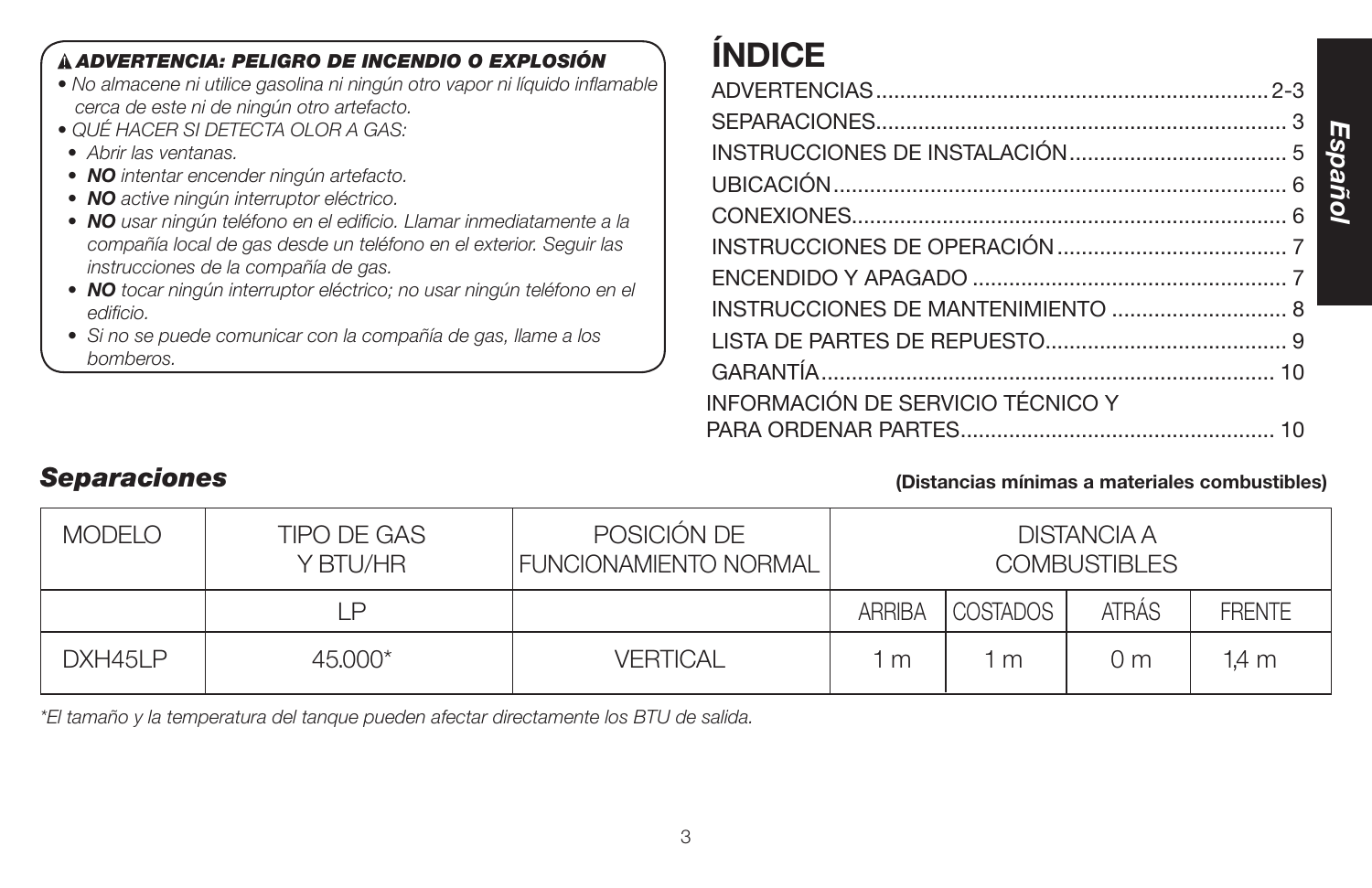**⚠ *ADVERTENCIA: PELIGRO DE INCENDIO O EXPLOSIÓN***

- *No almacene ni utilice gasolina ni ningún otro vapor ni líquido inflamable cerca de este ni de ningún otro artefacto.*
- *QUÉ HACER SI DETECTA OLOR A GAS:*
  - *Abrir las ventanas.*
  - ***NO** intentar encender ningún artefacto.*
  - ***NO** active ningún interruptor eléctrico.*
  - ***NO** usar ningún teléfono en el edificio. Llamar inmediatamente a la compañía local de gas desde un teléfono en el exterior. Seguir las instrucciones de la compañía de gas.*
  - ***NO** tocar ningún interruptor eléctrico; no usar ningún teléfono en el edificio.*
  - *Si no se puede comunicar con la compañía de gas, llame a los bomberos.*

# ÍNDICE

| | |
|---|---|
| ADVERTENCIAS | 2-3 |
| SEPARACIONES | 3 |
| INSTRUCCIONES DE INSTALACIÓN | 5 |
| UBICACIÓN | 6 |
| CONEXIONES | 6 |
| INSTRUCCIONES DE OPERACIÓN | 7 |
| ENCENDIDO Y APAGADO | 7 |
| INSTRUCCIONES DE MANTENIMIENTO | 8 |
| LISTA DE PARTES DE REPUESTO | 9 |
| GARANTÍA | 10 |
| INFORMACIÓN DE SERVICIO TÉCNICO Y PARA ORDENAR PARTES | 10 |

## *Separaciones*

**(Distancias mínimas a materiales combustibles)**

| MODELO | TIPO DE GAS Y BTU/HR | POSICIÓN DE FUNCIONAMIENTO NORMAL | DISTANCIA A COMBUSTIBLES | | | |
|---|---|---|---|---|---|---|
| | LP | | ARRIBA | COSTADOS | ATRÁS | FRENTE |
| DXH45LP | 45.000* | VERTICAL | 1 m | 1 m | 0 m | 1,4 m |

*\*El tamaño y la temperatura del tanque pueden afectar directamente los BTU de salida.*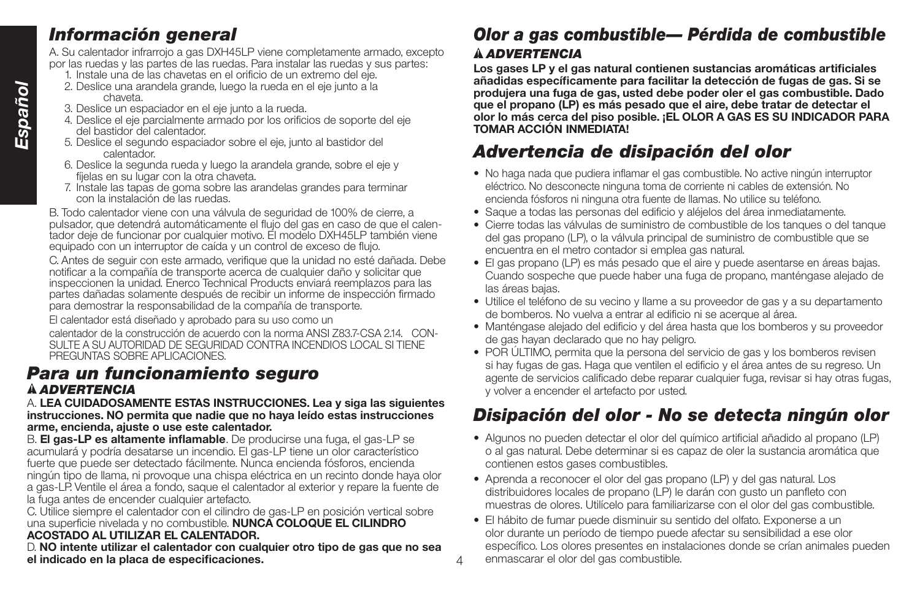## Información general

A. Su calentador infrarrojo a gas DXH45LP viene completamente armado, excepto por las ruedas y las partes de las ruedas. Para instalar las ruedas y sus partes:

1. Instale una de las chavetas en el orificio de un extremo del eje.
2. Deslice una arandela grande, luego la rueda en el eje junto a la chaveta.
3. Deslice un espaciador en el eje junto a la rueda.
4. Deslice el eje parcialmente armado por los orificios de soporte del eje del bastidor del calentador.
5. Deslice el segundo espaciador sobre el eje, junto al bastidor del calentador.
6. Deslice la segunda rueda y luego la arandela grande, sobre el eje y fíjelas en su lugar con la otra chaveta.
7. Instale las tapas de goma sobre las arandelas grandes para terminar con la instalación de las ruedas.

B. Todo calentador viene con una válvula de seguridad de 100% de cierre, a pulsador, que detendrá automáticamente el flujo del gas en caso de que el calentador deje de funcionar por cualquier motivo. El modelo DXH45LP también viene equipado con un interruptor de caída y un control de exceso de flujo.

C. Antes de seguir con este armado, verifique que la unidad no esté dañada. Debe notificar a la compañía de transporte acerca de cualquier daño y solicitar que inspeccionen la unidad. Enerco Technical Products enviará reemplazos para las partes dañadas solamente después de recibir un informe de inspección firmado para demostrar la responsabilidad de la compañía de transporte.

El calentador está diseñado y aprobado para su uso como un calentador de la construcción de acuerdo con la norma ANSI Z83.7-CSA 2.14. CONSULTE A SU AUTORIDAD DE SEGURIDAD CONTRA INCENDIOS LOCAL SI TIENE PREGUNTAS SOBRE APLICACIONES.

## Para un funcionamiento seguro

**⚠ *ADVERTENCIA***

A. **LEA CUIDADOSAMENTE ESTAS INSTRUCCIONES. Lea y siga las siguientes instrucciones. NO permita que nadie que no haya leído estas instrucciones arme, encienda, ajuste o use este calentador.**

B. **El gas-LP es altamente inflamable**. De producirse una fuga, el gas-LP se acumulará y podría desatarse un incendio. El gas-LP tiene un olor característico fuerte que puede ser detectado fácilmente. Nunca encienda fósforos, encienda ningún tipo de llama, ni provoque una chispa eléctrica en un recinto donde haya olor a gas-LP. Ventile el área a fondo, saque el calentador al exterior y repare la fuente de la fuga antes de encender cualquier artefacto.

C. Utilice siempre el calentador con el cilindro de gas-LP en posición vertical sobre una superficie nivelada y no combustible. **NUNCA COLOQUE EL CILINDRO ACOSTADO AL UTILIZAR EL CALENTADOR.**

D. **NO intente utilizar el calentador con cualquier otro tipo de gas que no sea el indicado en la placa de especificaciones.**

## Olor a gas combustible— Pérdida de combustible

**⚠ *ADVERTENCIA***

**Los gases LP y el gas natural contienen sustancias aromáticas artificiales añadidas específicamente para facilitar la detección de fugas de gas. Si se produjera una fuga de gas, usted debe poder oler el gas combustible. Dado que el propano (LP) es más pesado que el aire, debe tratar de detectar el olor lo más cerca del piso posible. ¡EL OLOR A GAS ES SU INDICADOR PARA TOMAR ACCIÓN INMEDIATA!**

## Advertencia de disipación del olor

- No haga nada que pudiera inflamar el gas combustible. No active ningún interruptor eléctrico. No desconecte ninguna toma de corriente ni cables de extensión. No encienda fósforos ni ninguna otra fuente de llamas. No utilice su teléfono.
- Saque a todas las personas del edificio y aléjelos del área inmediatamente.
- Cierre todas las válvulas de suministro de combustible de los tanques o del tanque del gas propano (LP), o la válvula principal de suministro de combustible que se encuentra en el metro contador si emplea gas natural.
- El gas propano (LP) es más pesado que el aire y puede asentarse en áreas bajas. Cuando sospeche que puede haber una fuga de propano, manténgase alejado de las áreas bajas.
- Utilice el teléfono de su vecino y llame a su proveedor de gas y a su departamento de bomberos. No vuelva a entrar al edificio ni se acerque al área.
- Manténgase alejado del edificio y del área hasta que los bomberos y su proveedor de gas hayan declarado que no hay peligro.
- POR ÚLTIMO, permita que la persona del servicio de gas y los bomberos revisen si hay fugas de gas. Haga que ventilen el edificio y el área antes de su regreso. Un agente de servicios calificado debe reparar cualquier fuga, revisar si hay otras fugas, y volver a encender el artefacto por usted.

## Disipación del olor - No se detecta ningún olor

- Algunos no pueden detectar el olor del químico artificial añadido al propano (LP) o al gas natural. Debe determinar si es capaz de oler la sustancia aromática que contienen estos gases combustibles.
- Aprenda a reconocer el olor del gas propano (LP) y del gas natural. Los distribuidores locales de propano (LP) le darán con gusto un panfleto con muestras de olores. Utilícelo para familiarizarse con el olor del gas combustible.
- El hábito de fumar puede disminuir su sentido del olfato. Exponerse a un olor durante un período de tiempo puede afectar su sensibilidad a ese olor específico. Los olores presentes en instalaciones donde se crían animales pueden enmascarar el olor del gas combustible.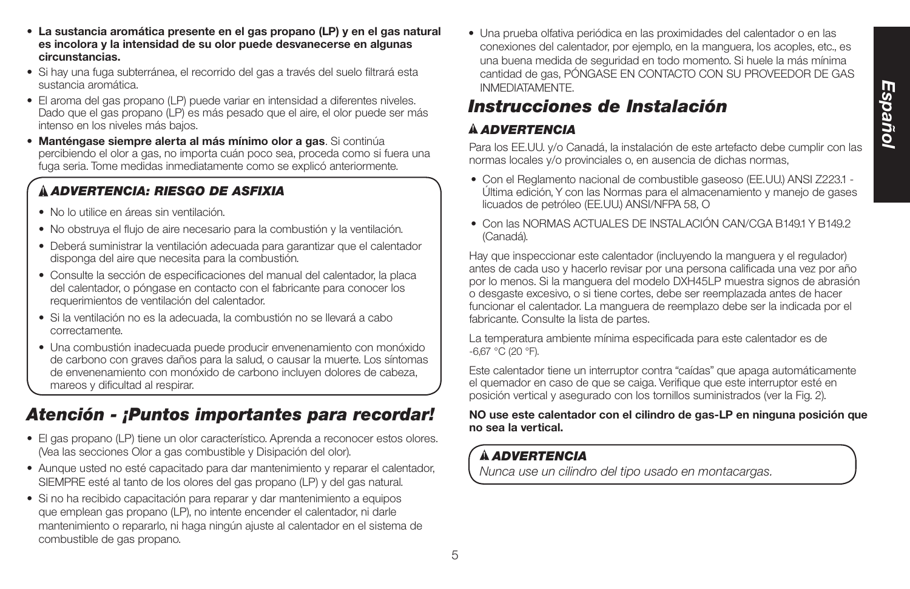- **La sustancia aromática presente en el gas propano (LP) y en el gas natural es incolora y la intensidad de su olor puede desvanecerse en algunas circunstancias.**
- Si hay una fuga subterránea, el recorrido del gas a través del suelo filtrará esta sustancia aromática.
- El aroma del gas propano (LP) puede variar en intensidad a diferentes niveles. Dado que el gas propano (LP) es más pesado que el aire, el olor puede ser más intenso en los niveles más bajos.
- **Manténgase siempre alerta al más mínimo olor a gas**. Si continúa percibiendo el olor a gas, no importa cuán poco sea, proceda como si fuera una fuga seria. Tome medidas inmediatamente como se explicó anteriormente.

### ⚠ *ADVERTENCIA: RIESGO DE ASFIXIA*

- No lo utilice en áreas sin ventilación.
- No obstruya el flujo de aire necesario para la combustión y la ventilación.
- Deberá suministrar la ventilación adecuada para garantizar que el calentador disponga del aire que necesita para la combustión.
- Consulte la sección de especificaciones del manual del calentador, la placa del calentador, o póngase en contacto con el fabricante para conocer los requerimientos de ventilación del calentador.
- Si la ventilación no es la adecuada, la combustión no se llevará a cabo correctamente.
- Una combustión inadecuada puede producir envenenamiento con monóxido de carbono con graves daños para la salud, o causar la muerte. Los síntomas de envenenamiento con monóxido de carbono incluyen dolores de cabeza, mareos y dificultad al respirar.

## *Atención - ¡Puntos importantes para recordar!*

- El gas propano (LP) tiene un olor característico. Aprenda a reconocer estos olores. (Vea las secciones Olor a gas combustible y Disipación del olor).
- Aunque usted no esté capacitado para dar mantenimiento y reparar el calentador, SIEMPRE esté al tanto de los olores del gas propano (LP) y del gas natural.
- Si no ha recibido capacitación para reparar y dar mantenimiento a equipos que emplean gas propano (LP), no intente encender el calentador, ni darle mantenimiento o repararlo, ni haga ningún ajuste al calentador en el sistema de combustible de gas propano.
- Una prueba olfativa periódica en las proximidades del calentador o en las conexiones del calentador, por ejemplo, en la manguera, los acoples, etc., es una buena medida de seguridad en todo momento. Si huele la más mínima cantidad de gas, PÓNGASE EN CONTACTO CON SU PROVEEDOR DE GAS INMEDIATAMENTE.

## *Instrucciones de Instalación*

### ⚠ *ADVERTENCIA*

Para los EE.UU. y/o Canadá, la instalación de este artefacto debe cumplir con las normas locales y/o provinciales o, en ausencia de dichas normas,

- Con el Reglamento nacional de combustible gaseoso (EE.UU.) ANSI Z223.1 - Última edición, Y con las Normas para el almacenamiento y manejo de gases licuados de petróleo (EE.UU.) ANSI/NFPA 58, O
- Con las NORMAS ACTUALES DE INSTALACIÓN CAN/CGA B149.1 Y B149.2 (Canadá).

Hay que inspeccionar este calentador (incluyendo la manguera y el regulador) antes de cada uso y hacerlo revisar por una persona calificada una vez por año por lo menos. Si la manguera del modelo DXH45LP muestra signos de abrasión o desgaste excesivo, o si tiene cortes, debe ser reemplazada antes de hacer funcionar el calentador. La manguera de reemplazo debe ser la indicada por el fabricante. Consulte la lista de partes.

La temperatura ambiente mínima especificada para este calentador es de -6,67 °C (20 °F).

Este calentador tiene un interruptor contra "caídas" que apaga automáticamente el quemador en caso de que se caiga. Verifique que este interruptor esté en posición vertical y asegurado con los tornillos suministrados (ver la Fig. 2).

**NO use este calentador con el cilindro de gas-LP en ninguna posición que no sea la vertical.**

### ⚠ *ADVERTENCIA*

*Nunca use un cilindro del tipo usado en montacargas.*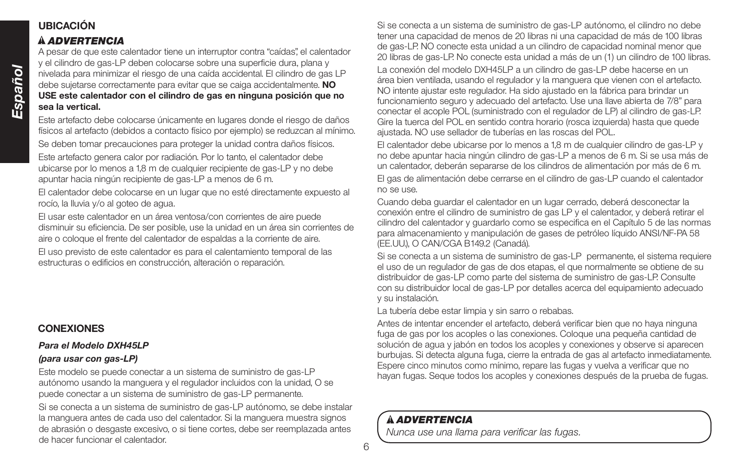## UBICACIÓN

### ⚠ *ADVERTENCIA*

A pesar de que este calentador tiene un interruptor contra "caídas", el calentador y el cilindro de gas-LP deben colocarse sobre una superficie dura, plana y nivelada para minimizar el riesgo de una caída accidental. El cilindro de gas LP debe sujetarse correctamente para evitar que se caiga accidentalmente. **NO USE este calentador con el cilindro de gas en ninguna posición que no sea la vertical.**

Este artefacto debe colocarse únicamente en lugares donde el riesgo de daños físicos al artefacto (debidos a contacto físico por ejemplo) se reduzcan al mínimo.

Se deben tomar precauciones para proteger la unidad contra daños físicos.

Este artefacto genera calor por radiación. Por lo tanto, el calentador debe ubicarse por lo menos a 1,8 m de cualquier recipiente de gas-LP y no debe apuntar hacia ningún recipiente de gas-LP a menos de 6 m.

El calentador debe colocarse en un lugar que no esté directamente expuesto al rocío, la lluvia y/o al goteo de agua.

El usar este calentador en un área ventosa/con corrientes de aire puede disminuir su eficiencia. De ser posible, use la unidad en un área sin corrientes de aire o coloque el frente del calentador de espaldas a la corriente de aire.

El uso previsto de este calentador es para el calentamiento temporal de las estructuras o edificios en construcción, alteración o reparación.

## CONEXIONES

***Para el Modelo DXH45LP***

***(para usar con gas-LP)***

Este modelo se puede conectar a un sistema de suministro de gas-LP autónomo usando la manguera y el regulador incluidos con la unidad, O se puede conectar a un sistema de suministro de gas-LP permanente.

Si se conecta a un sistema de suministro de gas-LP autónomo, se debe instalar la manguera antes de cada uso del calentador. Si la manguera muestra signos de abrasión o desgaste excesivo, o si tiene cortes, debe ser reemplazada antes de hacer funcionar el calentador.

Si se conecta a un sistema de suministro de gas-LP autónomo, el cilindro no debe tener una capacidad de menos de 20 libras ni una capacidad de más de 100 libras de gas-LP. NO conecte esta unidad a un cilindro de capacidad nominal menor que 20 libras de gas-LP. No conecte esta unidad a más de un (1) un cilindro de 100 libras.

La conexión del modelo DXH45LP a un cilindro de gas-LP debe hacerse en un área bien ventilada, usando el regulador y la manguera que vienen con el artefacto. NO intente ajustar este regulador. Ha sido ajustado en la fábrica para brindar un funcionamiento seguro y adecuado del artefacto. Use una llave abierta de 7/8" para conectar el acople POL (suministrado con el regulador de LP) al cilindro de gas-LP. Gire la tuerca del POL en sentido contra horario (rosca izquierda) hasta que quede ajustada. NO use sellador de tuberías en las roscas del POL.

El calentador debe ubicarse por lo menos a 1,8 m de cualquier cilindro de gas-LP y no debe apuntar hacia ningún cilindro de gas-LP a menos de 6 m. Si se usa más de un calentador, deberán separarse de los cilindros de alimentación por más de 6 m.

El gas de alimentación debe cerrarse en el cilindro de gas-LP cuando el calentador no se use.

Cuando deba guardar el calentador en un lugar cerrado, deberá desconectar la conexión entre el cilindro de suministro de gas LP y el calentador, y deberá retirar el cilindro del calentador y guardarlo como se especifica en el Capítulo 5 de las normas para almacenamiento y manipulación de gases de petróleo líquido ANSI/NF-PA 58 (EE.UU.), O CAN/CGA B149.2 (Canadá).

Si se conecta a un sistema de suministro de gas-LP permanente, el sistema requiere el uso de un regulador de gas de dos etapas, el que normalmente se obtiene de su distribuidor de gas-LP como parte del sistema de suministro de gas-LP. Consulte con su distribuidor local de gas-LP por detalles acerca del equipamiento adecuado y su instalación.

La tubería debe estar limpia y sin sarro o rebabas.

Antes de intentar encender el artefacto, deberá verificar bien que no haya ninguna fuga de gas por los acoples o las conexiones. Coloque una pequeña cantidad de solución de agua y jabón en todos los acoples y conexiones y observe si aparecen burbujas. Si detecta alguna fuga, cierre la entrada de gas al artefacto inmediatamente. Espere cinco minutos como mínimo, repare las fugas y vuelva a verificar que no hayan fugas. Seque todos los acoples y conexiones después de la prueba de fugas.

### ⚠ *ADVERTENCIA*

*Nunca use una llama para verificar las fugas.*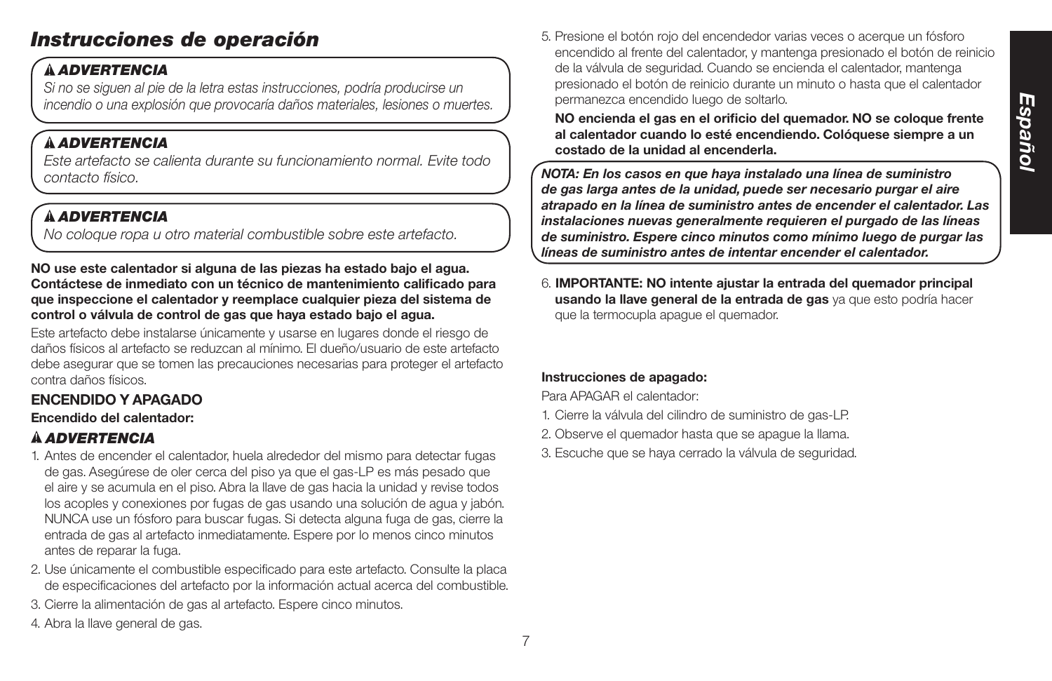# *Instrucciones de operación*

> **⚠ *ADVERTENCIA***
> *Si no se siguen al pie de la letra estas instrucciones, podría producirse un incendio o una explosión que provocaría daños materiales, lesiones o muertes.*

> **⚠ *ADVERTENCIA***
> *Este artefacto se calienta durante su funcionamiento normal. Evite todo contacto físico.*

> **⚠ *ADVERTENCIA***
> *No coloque ropa u otro material combustible sobre este artefacto.*

**NO use este calentador si alguna de las piezas ha estado bajo el agua. Contáctese de inmediato con un técnico de mantenimiento calificado para que inspeccione el calentador y reemplace cualquier pieza del sistema de control o válvula de control de gas que haya estado bajo el agua.**

Este artefacto debe instalarse únicamente y usarse en lugares donde el riesgo de daños físicos al artefacto se reduzcan al mínimo. El dueño/usuario de este artefacto debe asegurar que se tomen las precauciones necesarias para proteger el artefacto contra daños físicos.

## ENCENDIDO Y APAGADO

**Encendido del calentador:**

**⚠ *ADVERTENCIA***

1. Antes de encender el calentador, huela alrededor del mismo para detectar fugas de gas. Asegúrese de oler cerca del piso ya que el gas-LP es más pesado que el aire y se acumula en el piso. Abra la llave de gas hacia la unidad y revise todos los acoples y conexiones por fugas de gas usando una solución de agua y jabón. NUNCA use un fósforo para buscar fugas. Si detecta alguna fuga de gas, cierre la entrada de gas al artefacto inmediatamente. Espere por lo menos cinco minutos antes de reparar la fuga.
2. Use únicamente el combustible especificado para este artefacto. Consulte la placa de especificaciones del artefacto por la información actual acerca del combustible.
3. Cierre la alimentación de gas al artefacto. Espere cinco minutos.
4. Abra la llave general de gas.
5. Presione el botón rojo del encendedor varias veces o acerque un fósforo encendido al frente del calentador, y mantenga presionado el botón de reinicio de la válvula de seguridad. Cuando se encienda el calentador, mantenga presionado el botón de reinicio durante un minuto o hasta que el calentador permanezca encendido luego de soltarlo.

   **NO encienda el gas en el orificio del quemador. NO se coloque frente al calentador cuando lo esté encendiendo. Colóquese siempre a un costado de la unidad al encenderla.**

> ***NOTA: En los casos en que haya instalado una línea de suministro de gas larga antes de la unidad, puede ser necesario purgar el aire atrapado en la línea de suministro antes de encender el calentador. Las instalaciones nuevas generalmente requieren el purgado de las líneas de suministro. Espere cinco minutos como mínimo luego de purgar las líneas de suministro antes de intentar encender el calentador.***

6. **IMPORTANTE: NO intente ajustar la entrada del quemador principal usando la llave general de la entrada de gas** ya que esto podría hacer que la termocupla apague el quemador.

**Instrucciones de apagado:**

Para APAGAR el calentador:

1. Cierre la válvula del cilindro de suministro de gas-LP.
2. Observe el quemador hasta que se apague la llama.
3. Escuche que se haya cerrado la válvula de seguridad.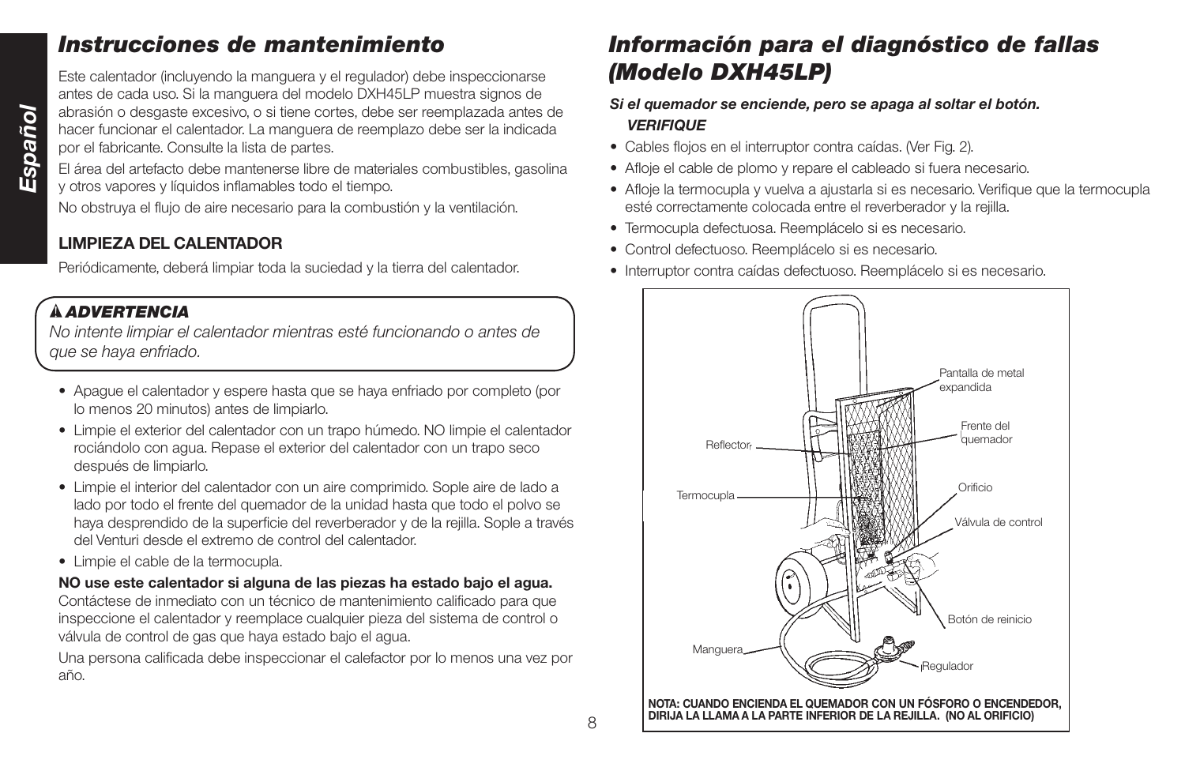## Instrucciones de mantenimiento

Este calentador (incluyendo la manguera y el regulador) debe inspeccionarse antes de cada uso. Si la manguera del modelo DXH45LP muestra signos de abrasión o desgaste excesivo, o si tiene cortes, debe ser reemplazada antes de hacer funcionar el calentador. La manguera de reemplazo debe ser la indicada por el fabricante. Consulte la lista de partes.

El área del artefacto debe mantenerse libre de materiales combustibles, gasolina y otros vapores y líquidos inflamables todo el tiempo.

No obstruya el flujo de aire necesario para la combustión y la ventilación.

### LIMPIEZA DEL CALENTADOR

Periódicamente, deberá limpiar toda la suciedad y la tierra del calentador.

> **⚠ *ADVERTENCIA***
>
> *No intente limpiar el calentador mientras esté funcionando o antes de que se haya enfriado.*

- Apague el calentador y espere hasta que se haya enfriado por completo (por lo menos 20 minutos) antes de limpiarlo.
- Limpie el exterior del calentador con un trapo húmedo. NO limpie el calentador rociándolo con agua. Repase el exterior del calentador con un trapo seco después de limpiarlo.
- Limpie el interior del calentador con un aire comprimido. Sople aire de lado a lado por todo el frente del quemador de la unidad hasta que todo el polvo se haya desprendido de la superficie del reverberador y de la rejilla. Sople a través del Venturi desde el extremo de control del calentador.
- Limpie el cable de la termocupla.

**NO use este calentador si alguna de las piezas ha estado bajo el agua.** Contáctese de inmediato con un técnico de mantenimiento calificado para que inspeccione el calentador y reemplace cualquier pieza del sistema de control o válvula de control de gas que haya estado bajo el agua.

Una persona calificada debe inspeccionar el calefactor por lo menos una vez por año.

## Información para el diagnóstico de fallas (Modelo DXH45LP)

***Si el quemador se enciende, pero se apaga al soltar el botón.***
***VERIFIQUE***

- Cables flojos en el interruptor contra caídas. (Ver Fig. 2).
- Afloje el cable de plomo y repare el cableado si fuera necesario.
- Afloje la termocupla y vuelva a ajustarla si es necesario. Verifique que la termocupla esté correctamente colocada entre el reverberador y la rejilla.
- Termocupla defectuosa. Reemplácelo si es necesario.
- Control defectuoso. Reemplácelo si es necesario.
- Interruptor contra caídas defectuoso. Reemplácelo si es necesario.

Pantalla de metal expandida
Frente del quemador
Reflector
Orificio
Termocupla
Válvula de control
Botón de reinicio
Manguera
Regulador

**NOTA: CUANDO ENCIENDA EL QUEMADOR CON UN FÓSFORO O ENCENDEDOR, DIRIJA LA LLAMA A LA PARTE INFERIOR DE LA REJILLA. (NO AL ORIFICIO)**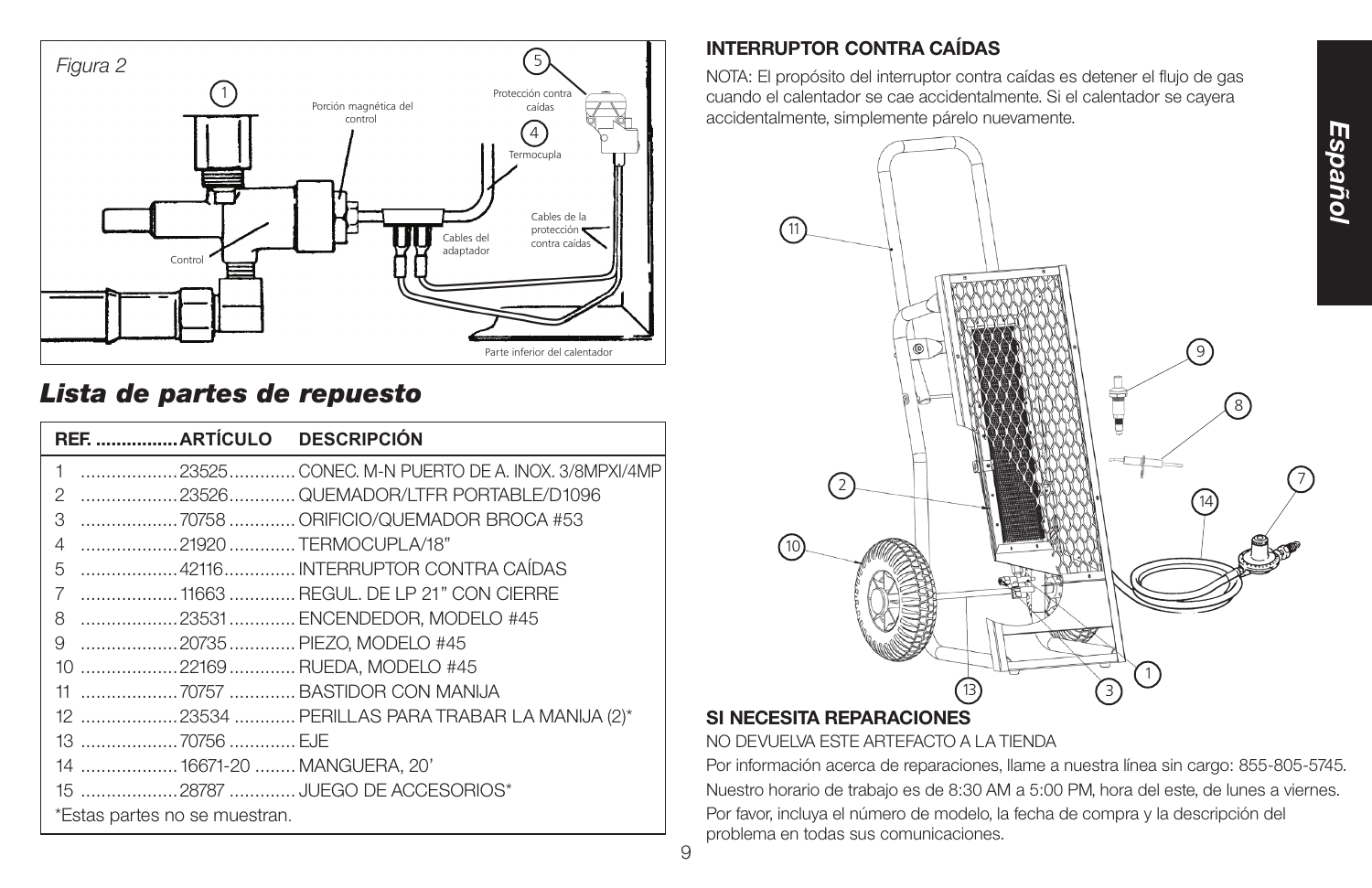Figura 2

1

Porción magnética del control

5

Protección contra caídas

4

Termocupla

Control

Cables del adaptador

Cables de la protección contra caídas

Parte inferior del calentador

## *Lista de partes de repuesto*

| REF. | ARTÍCULO | DESCRIPCIÓN |
|---|---|---|
| 1 | 23525 | CONEC. M-N PUERTO DE A. INOX. 3/8MPXI/4MP |
| 2 | 23526 | QUEMADOR/LTFR PORTABLE/D1096 |
| 3 | 70758 | ORIFICIO/QUEMADOR BROCA #53 |
| 4 | 21920 | TERMOCUPLA/18" |
| 5 | 42116 | INTERRUPTOR CONTRA CAÍDAS |
| 7 | 11663 | REGUL. DE LP 21" CON CIERRE |
| 8 | 23531 | ENCENDEDOR, MODELO #45 |
| 9 | 20735 | PIEZO, MODELO #45 |
| 10 | 22169 | RUEDA, MODELO #45 |
| 11 | 70757 | BASTIDOR CON MANIJA |
| 12 | 23534 | PERILLAS PARA TRABAR LA MANIJA (2)* |
| 13 | 70756 | EJE |
| 14 | 16671-20 | MANGUERA, 20' |
| 15 | 28787 | JUEGO DE ACCESORIOS* |

*Estas partes no se muestran.

### INTERRUPTOR CONTRA CAÍDAS

NOTA: El propósito del interruptor contra caídas es detener el flujo de gas cuando el calentador se cae accidentalmente. Si el calentador se cayera accidentalmente, simplemente párelo nuevamente.

### SI NECESITA REPARACIONES

NO DEVUELVA ESTE ARTEFACTO A LA TIENDA

Por información acerca de reparaciones, llame a nuestra línea sin cargo: 855-805-5745.

Nuestro horario de trabajo es de 8:30 AM a 5:00 PM, hora del este, de lunes a viernes.

Por favor, incluya el número de modelo, la fecha de compra y la descripción del problema en todas sus comunicaciones.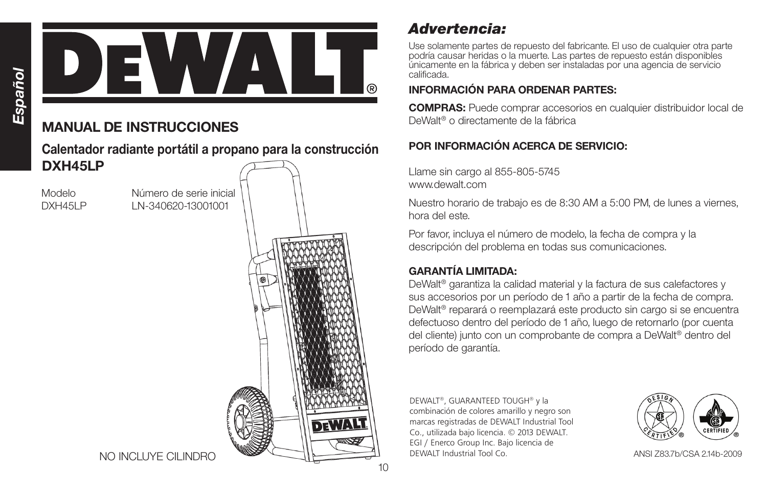Español

# DEWALT®

## MANUAL DE INSTRUCCIONES

### Calentador radiante portátil a propano para la construcción DXH45LP

| Modelo | Número de serie inicial |
|---|---|
| DXH45LP | LN-340620-13001001 |

NO INCLUYE CILINDRO

## *Advertencia:*

Use solamente partes de repuesto del fabricante. El uso de cualquier otra parte podría causar heridas o la muerte. Las partes de repuesto están disponibles únicamente en la fábrica y deben ser instaladas por una agencia de servicio calificada.

### INFORMACIÓN PARA ORDENAR PARTES:

**COMPRAS:** Puede comprar accesorios en cualquier distribuidor local de DeWalt® o directamente de la fábrica

### POR INFORMACIÓN ACERCA DE SERVICIO:

Llame sin cargo al 855-805-5745
www.dewalt.com

Nuestro horario de trabajo es de 8:30 AM a 5:00 PM, de lunes a viernes, hora del este.

Por favor, incluya el número de modelo, la fecha de compra y la descripción del problema en todas sus comunicaciones.

### GARANTÍA LIMITADA:

DeWalt® garantiza la calidad material y la factura de sus calefactores y sus accesorios por un período de 1 año a partir de la fecha de compra. DeWalt® reparará o reemplazará este producto sin cargo si se encuentra defectuoso dentro del período de 1 año, luego de retornarlo (por cuenta del cliente) junto con un comprobante de compra a DeWalt® dentro del período de garantía.

DEWALT®, GUARANTEED TOUGH® y la combinación de colores amarillo y negro son marcas registradas de DEWALT Industrial Tool Co., utilizada bajo licencia. © 2013 DEWALT. EGI / Enerco Group Inc. Bajo licencia de DEWALT Industrial Tool Co.

DESIGN CERTIFIED® CERTIFIED®

ANSI Z83.7b/CSA 2.14b-2009